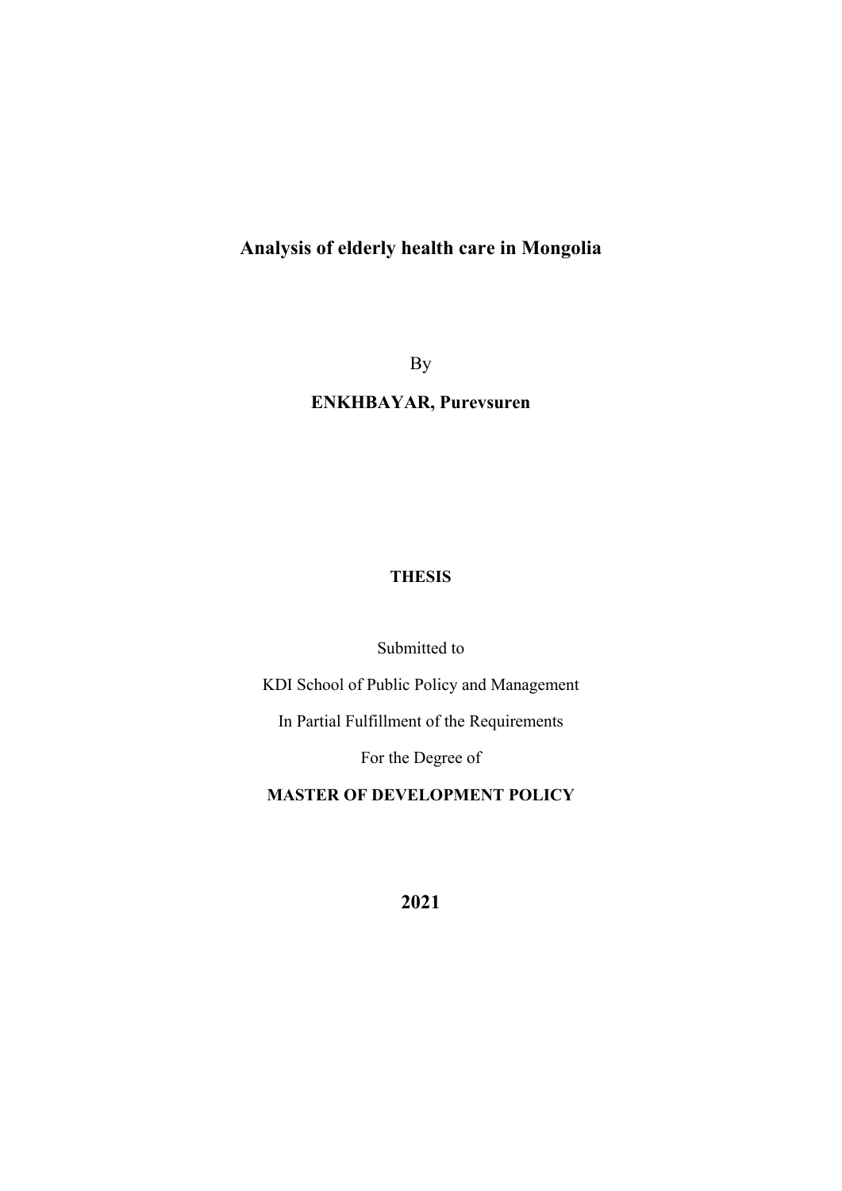# Analysis of elderly health care in Mongolia

By

**ENKHBAYAR, Purevsuren**

**THESIS**

Submitted to

KDI School of Public Policy and Management

In Partial Fulfillment of the Requirements

For the Degree of

**MASTER OF DEVELOPMENT POLICY**

**2021**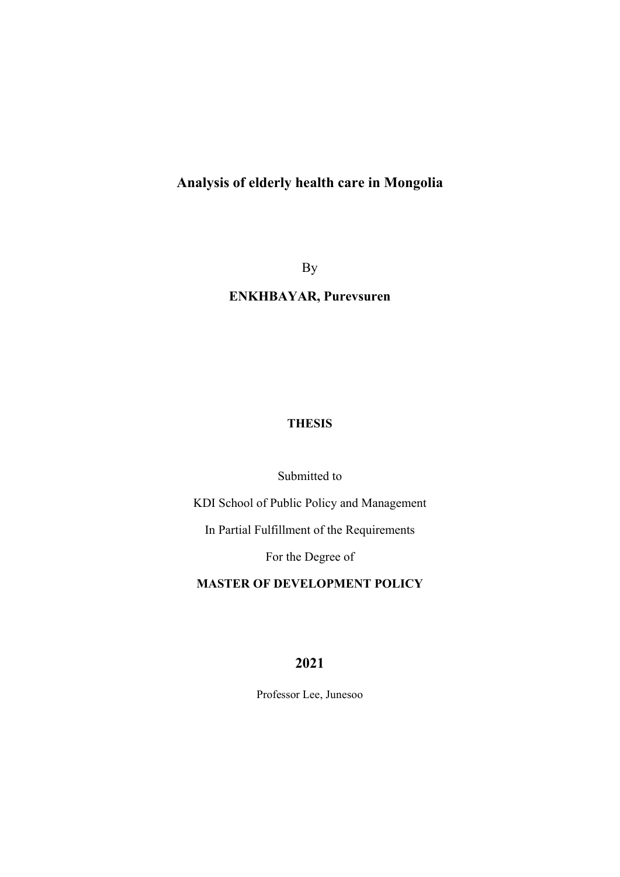# Analysis of elderly health care in Mongolia

By

**ENKHBAYAR, Purevsuren**

**THESIS**

Submitted to

KDI School of Public Policy and Management

In Partial Fulfillment of the Requirements

For the Degree of

**MASTER OF DEVELOPMENT POLICY**

**2021**

Professor Lee, Junesoo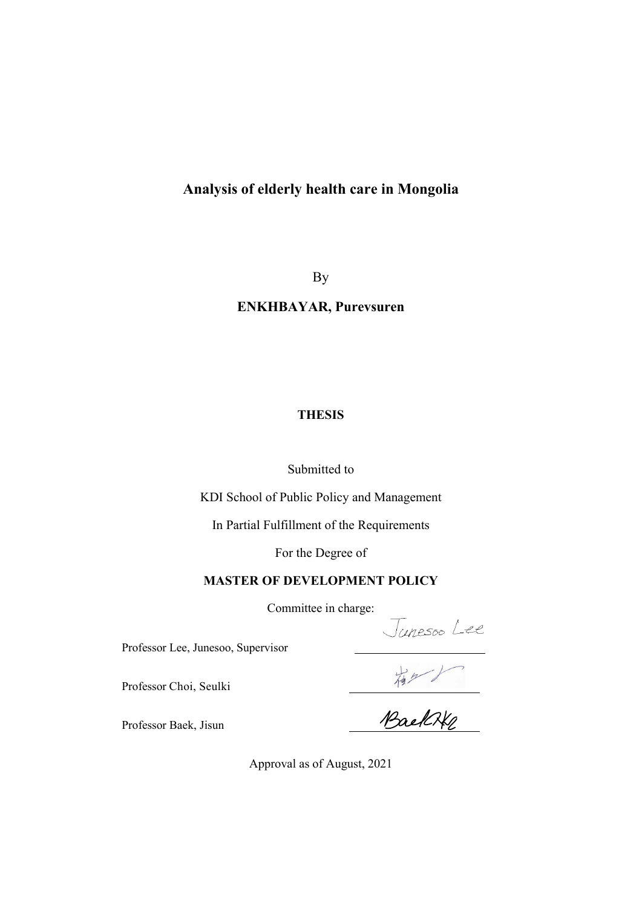# Analysis of elderly health care in Mongolia

By

**ENKHBAYAR, Purevsuren**

**THESIS**

Submitted to

KDI School of Public Policy and Management

In Partial Fulfillment of the Requirements

For the Degree of

**MASTER OF DEVELOPMENT POLICY**

Committee in charge:

Professor Lee, Junesoo, Supervisor

Professor Choi, Seulki

Professor Baek, Jisun

Approval as of August, 2021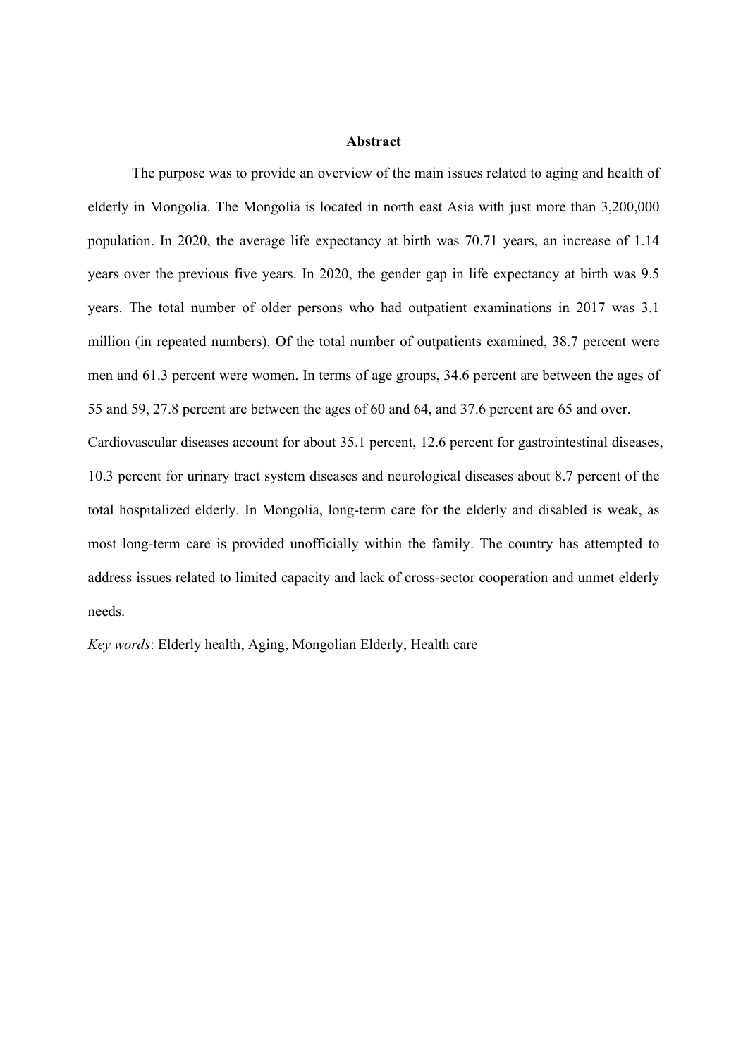**Abstract**

The purpose was to provide an overview of the main issues related to aging and health of elderly in Mongolia. The Mongolia is located in north east Asia with just more than 3,200,000 population. In 2020, the average life expectancy at birth was 70.71 years, an increase of 1.14 years over the previous five years. In 2020, the gender gap in life expectancy at birth was 9.5 years. The total number of older persons who had outpatient examinations in 2017 was 3.1 million (in repeated numbers). Of the total number of outpatients examined, 38.7 percent were men and 61.3 percent were women. In terms of age groups, 34.6 percent are between the ages of 55 and 59, 27.8 percent are between the ages of 60 and 64, and 37.6 percent are 65 and over. Cardiovascular diseases account for about 35.1 percent, 12.6 percent for gastrointestinal diseases, 10.3 percent for urinary tract system diseases and neurological diseases about 8.7 percent of the total hospitalized elderly. In Mongolia, long-term care for the elderly and disabled is weak, as most long-term care is provided unofficially within the family. The country has attempted to address issues related to limited capacity and lack of cross-sector cooperation and unmet elderly needs.

*Key words*: Elderly health, Aging, Mongolian Elderly, Health care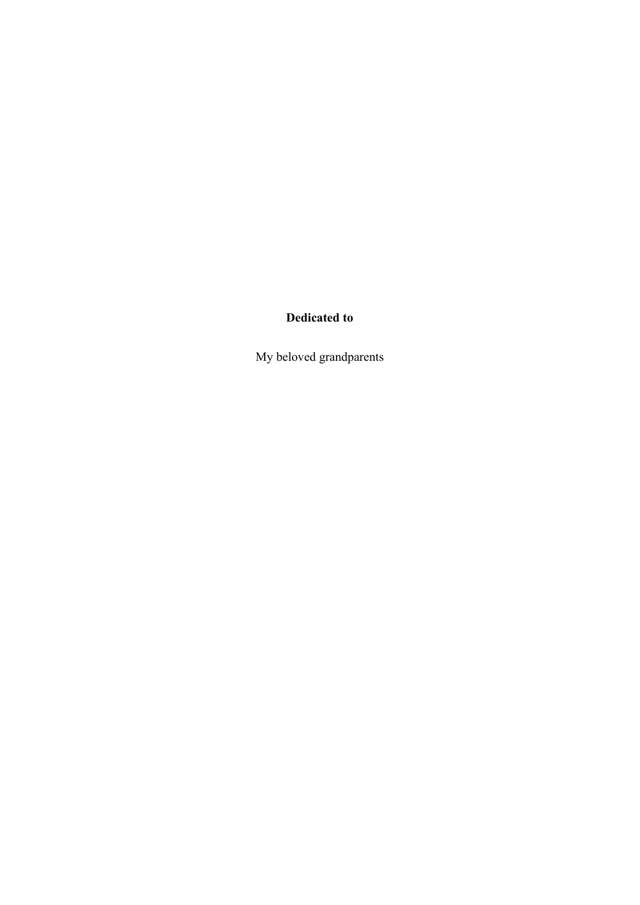**Dedicated to**

My beloved grandparents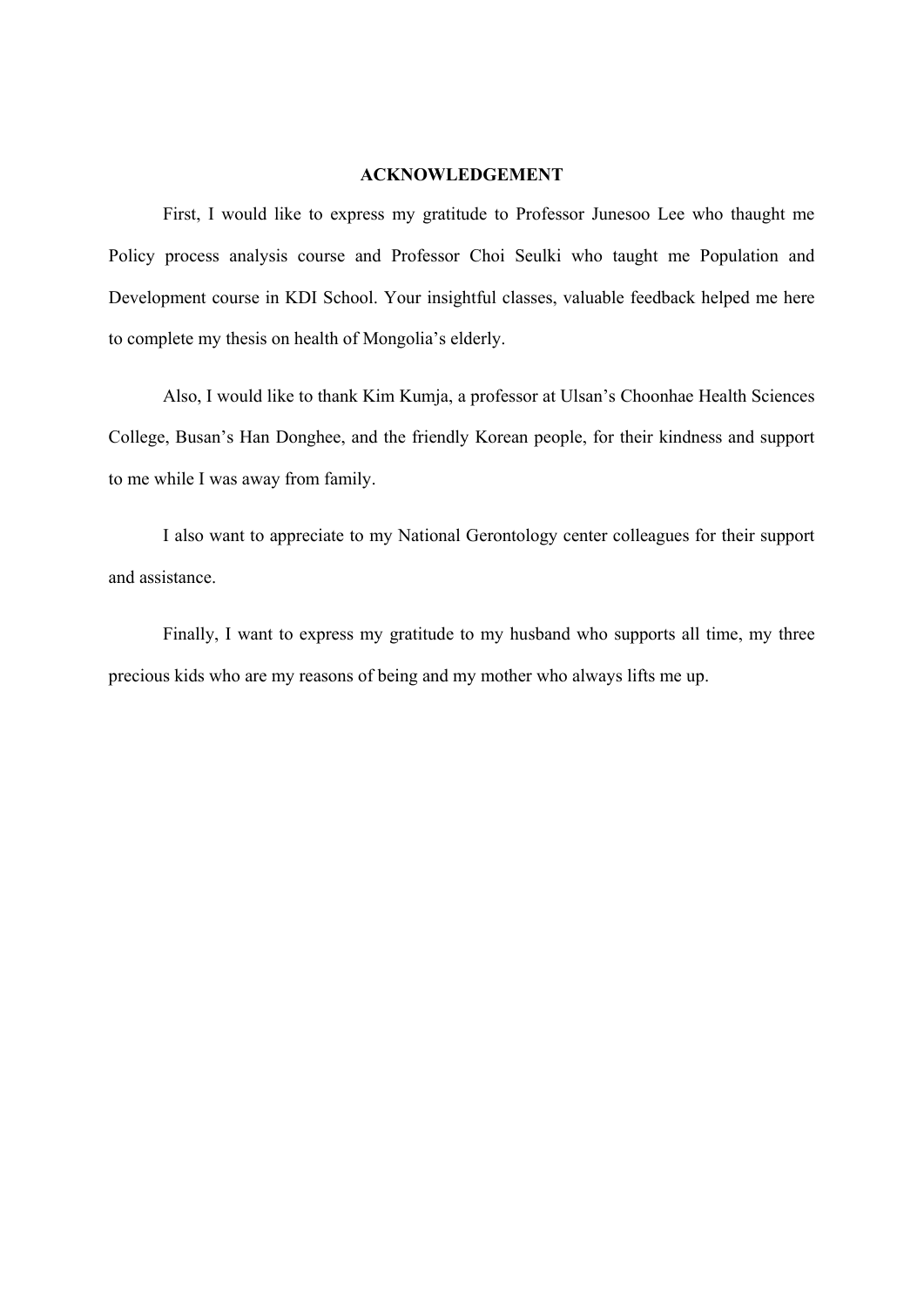## ACKNOWLEDGEMENT

First, I would like to express my gratitude to Professor Junesoo Lee who thaught me Policy process analysis course and Professor Choi Seulki who taught me Population and Development course in KDI School. Your insightful classes, valuable feedback helped me here to complete my thesis on health of Mongolia's elderly.

Also, I would like to thank Kim Kumja, a professor at Ulsan's Choonhae Health Sciences College, Busan's Han Donghee, and the friendly Korean people, for their kindness and support to me while I was away from family.

I also want to appreciate to my National Gerontology center colleagues for their support and assistance.

Finally, I want to express my gratitude to my husband who supports all time, my three precious kids who are my reasons of being and my mother who always lifts me up.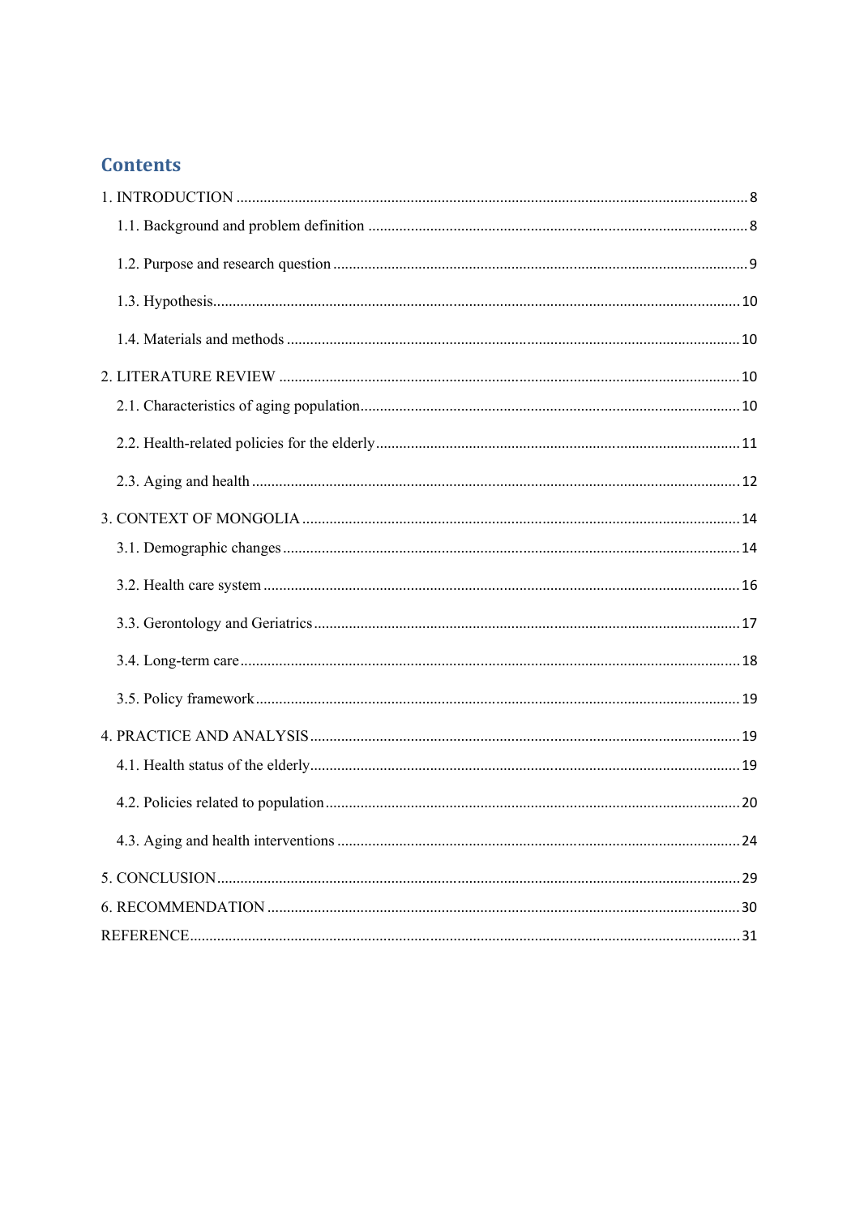## Contents

1. INTRODUCTION ..... 8
    - 1.1. Background and problem definition ..... 8
    - 1.2. Purpose and research question ..... 9
    - 1.3. Hypothesis ..... 10
    - 1.4. Materials and methods ..... 10
2. LITERATURE REVIEW ..... 10
    - 2.1. Characteristics of aging population ..... 10
    - 2.2. Health-related policies for the elderly ..... 11
    - 2.3. Aging and health ..... 12
3. CONTEXT OF MONGOLIA ..... 14
    - 3.1. Demographic changes ..... 14
    - 3.2. Health care system ..... 16
    - 3.3. Gerontology and Geriatrics ..... 17
    - 3.4. Long-term care ..... 18
    - 3.5. Policy framework ..... 19
4. PRACTICE AND ANALYSIS ..... 19
    - 4.1. Health status of the elderly ..... 19
    - 4.2. Policies related to population ..... 20
    - 4.3. Aging and health interventions ..... 24
5. CONCLUSION ..... 29
6. RECOMMENDATION ..... 30

REFERENCE ..... 31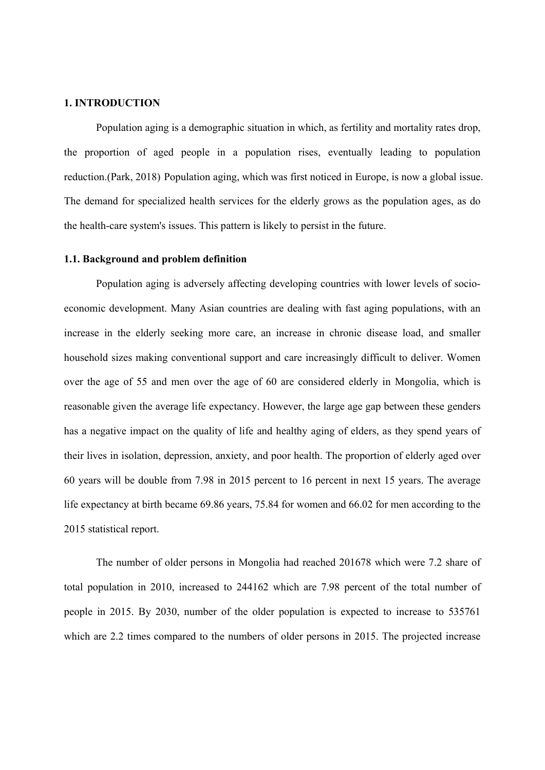## 1. INTRODUCTION

Population aging is a demographic situation in which, as fertility and mortality rates drop, the proportion of aged people in a population rises, eventually leading to population reduction.(Park, 2018) Population aging, which was first noticed in Europe, is now a global issue. The demand for specialized health services for the elderly grows as the population ages, as do the health-care system's issues. This pattern is likely to persist in the future.

### 1.1. Background and problem definition

Population aging is adversely affecting developing countries with lower levels of socio-economic development. Many Asian countries are dealing with fast aging populations, with an increase in the elderly seeking more care, an increase in chronic disease load, and smaller household sizes making conventional support and care increasingly difficult to deliver. Women over the age of 55 and men over the age of 60 are considered elderly in Mongolia, which is reasonable given the average life expectancy. However, the large age gap between these genders has a negative impact on the quality of life and healthy aging of elders, as they spend years of their lives in isolation, depression, anxiety, and poor health. The proportion of elderly aged over 60 years will be double from 7.98 in 2015 percent to 16 percent in next 15 years. The average life expectancy at birth became 69.86 years, 75.84 for women and 66.02 for men according to the 2015 statistical report.

The number of older persons in Mongolia had reached 201678 which were 7.2 share of total population in 2010, increased to 244162 which are 7.98 percent of the total number of people in 2015. By 2030, number of the older population is expected to increase to 535761 which are 2.2 times compared to the numbers of older persons in 2015. The projected increase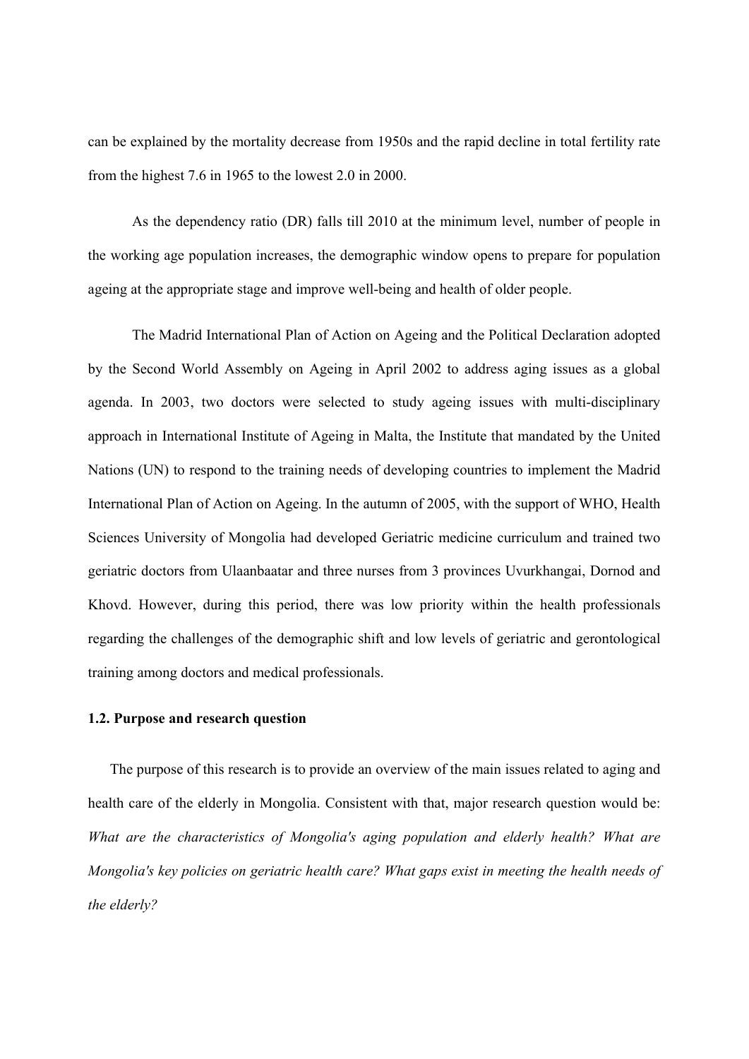can be explained by the mortality decrease from 1950s and the rapid decline in total fertility rate from the highest 7.6 in 1965 to the lowest 2.0 in 2000.

As the dependency ratio (DR) falls till 2010 at the minimum level, number of people in the working age population increases, the demographic window opens to prepare for population ageing at the appropriate stage and improve well-being and health of older people.

The Madrid International Plan of Action on Ageing and the Political Declaration adopted by the Second World Assembly on Ageing in April 2002 to address aging issues as a global agenda. In 2003, two doctors were selected to study ageing issues with multi-disciplinary approach in International Institute of Ageing in Malta, the Institute that mandated by the United Nations (UN) to respond to the training needs of developing countries to implement the Madrid International Plan of Action on Ageing. In the autumn of 2005, with the support of WHO, Health Sciences University of Mongolia had developed Geriatric medicine curriculum and trained two geriatric doctors from Ulaanbaatar and three nurses from 3 provinces Uvurkhangai, Dornod and Khovd. However, during this period, there was low priority within the health professionals regarding the challenges of the demographic shift and low levels of geriatric and gerontological training among doctors and medical professionals.

### 1.2. Purpose and research question

The purpose of this research is to provide an overview of the main issues related to aging and health care of the elderly in Mongolia. Consistent with that, major research question would be: *What are the characteristics of Mongolia's aging population and elderly health? What are Mongolia's key policies on geriatric health care? What gaps exist in meeting the health needs of the elderly?*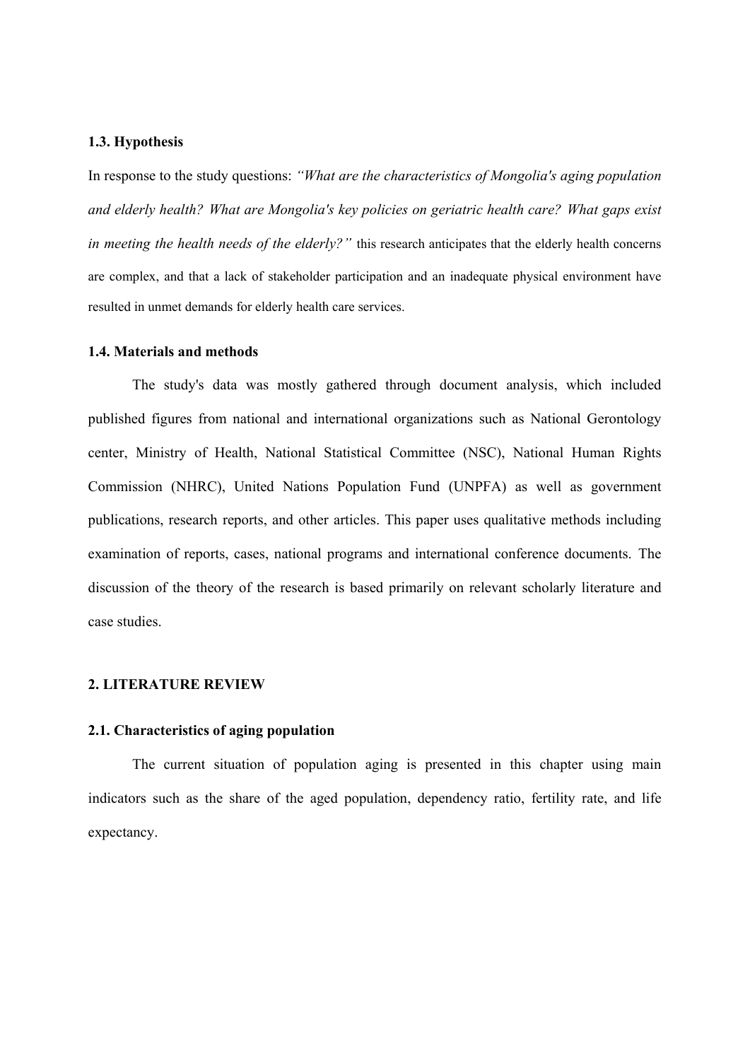### 1.3. Hypothesis

In response to the study questions: *"What are the characteristics of Mongolia's aging population and elderly health? What are Mongolia's key policies on geriatric health care? What gaps exist in meeting the health needs of the elderly?"* this research anticipates that the elderly health concerns are complex, and that a lack of stakeholder participation and an inadequate physical environment have resulted in unmet demands for elderly health care services.

### 1.4. Materials and methods

The study's data was mostly gathered through document analysis, which included published figures from national and international organizations such as National Gerontology center, Ministry of Health, National Statistical Committee (NSC), National Human Rights Commission (NHRC), United Nations Population Fund (UNPFA) as well as government publications, research reports, and other articles. This paper uses qualitative methods including examination of reports, cases, national programs and international conference documents. The discussion of the theory of the research is based primarily on relevant scholarly literature and case studies.

## 2. LITERATURE REVIEW

### 2.1. Characteristics of aging population

The current situation of population aging is presented in this chapter using main indicators such as the share of the aged population, dependency ratio, fertility rate, and life expectancy.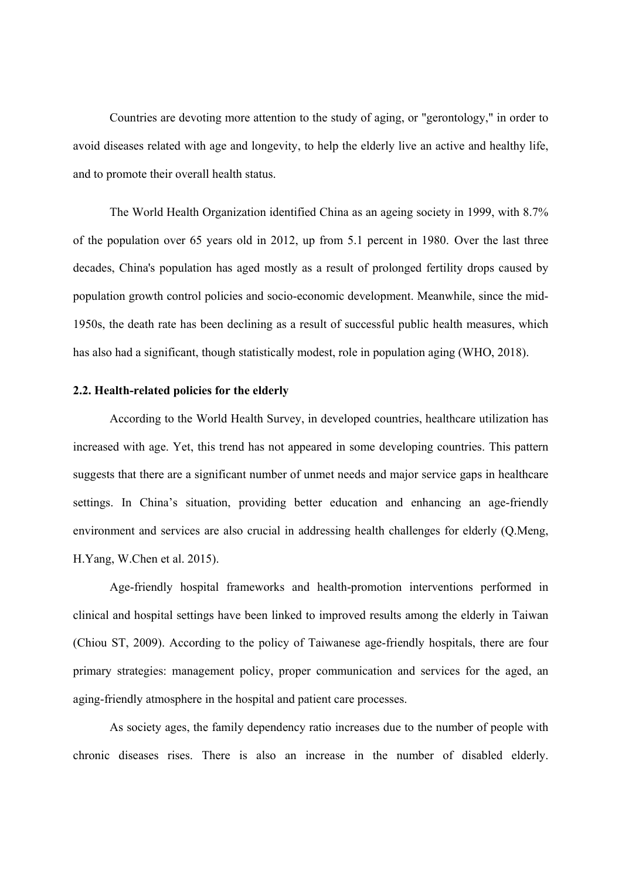Countries are devoting more attention to the study of aging, or "gerontology," in order to avoid diseases related with age and longevity, to help the elderly live an active and healthy life, and to promote their overall health status.

The World Health Organization identified China as an ageing society in 1999, with 8.7% of the population over 65 years old in 2012, up from 5.1 percent in 1980. Over the last three decades, China's population has aged mostly as a result of prolonged fertility drops caused by population growth control policies and socio-economic development. Meanwhile, since the mid-1950s, the death rate has been declining as a result of successful public health measures, which has also had a significant, though statistically modest, role in population aging (WHO, 2018).

### 2.2. Health-related policies for the elderly

According to the World Health Survey, in developed countries, healthcare utilization has increased with age. Yet, this trend has not appeared in some developing countries. This pattern suggests that there are a significant number of unmet needs and major service gaps in healthcare settings. In China's situation, providing better education and enhancing an age-friendly environment and services are also crucial in addressing health challenges for elderly (Q.Meng, H.Yang, W.Chen et al. 2015).

Age-friendly hospital frameworks and health-promotion interventions performed in clinical and hospital settings have been linked to improved results among the elderly in Taiwan (Chiou ST, 2009). According to the policy of Taiwanese age-friendly hospitals, there are four primary strategies: management policy, proper communication and services for the aged, an aging-friendly atmosphere in the hospital and patient care processes.

As society ages, the family dependency ratio increases due to the number of people with chronic diseases rises. There is also an increase in the number of disabled elderly.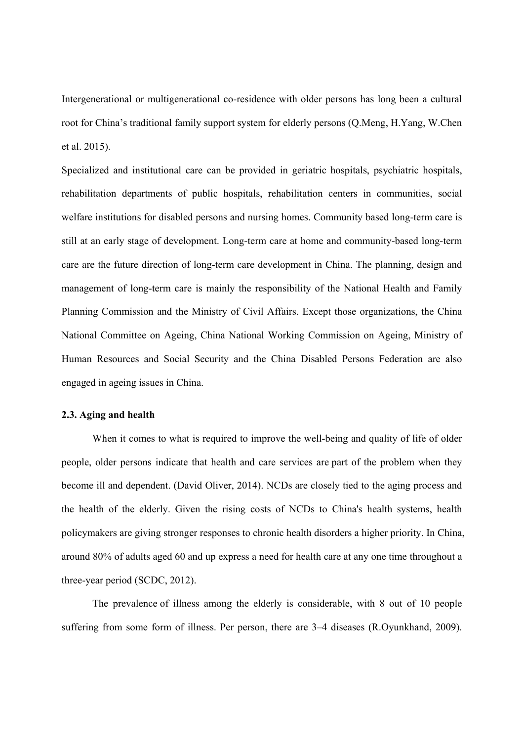Intergenerational or multigenerational co-residence with older persons has long been a cultural root for China's traditional family support system for elderly persons (Q.Meng, H.Yang, W.Chen et al. 2015).

Specialized and institutional care can be provided in geriatric hospitals, psychiatric hospitals, rehabilitation departments of public hospitals, rehabilitation centers in communities, social welfare institutions for disabled persons and nursing homes. Community based long-term care is still at an early stage of development. Long-term care at home and community-based long-term care are the future direction of long-term care development in China. The planning, design and management of long-term care is mainly the responsibility of the National Health and Family Planning Commission and the Ministry of Civil Affairs. Except those organizations, the China National Committee on Ageing, China National Working Commission on Ageing, Ministry of Human Resources and Social Security and the China Disabled Persons Federation are also engaged in ageing issues in China.

### 2.3. Aging and health

When it comes to what is required to improve the well-being and quality of life of older people, older persons indicate that health and care services are part of the problem when they become ill and dependent. (David Oliver, 2014). NCDs are closely tied to the aging process and the health of the elderly. Given the rising costs of NCDs to China's health systems, health policymakers are giving stronger responses to chronic health disorders a higher priority. In China, around 80% of adults aged 60 and up express a need for health care at any one time throughout a three-year period (SCDC, 2012).

The prevalence of illness among the elderly is considerable, with 8 out of 10 people suffering from some form of illness. Per person, there are 3–4 diseases (R.Oyunkhand, 2009).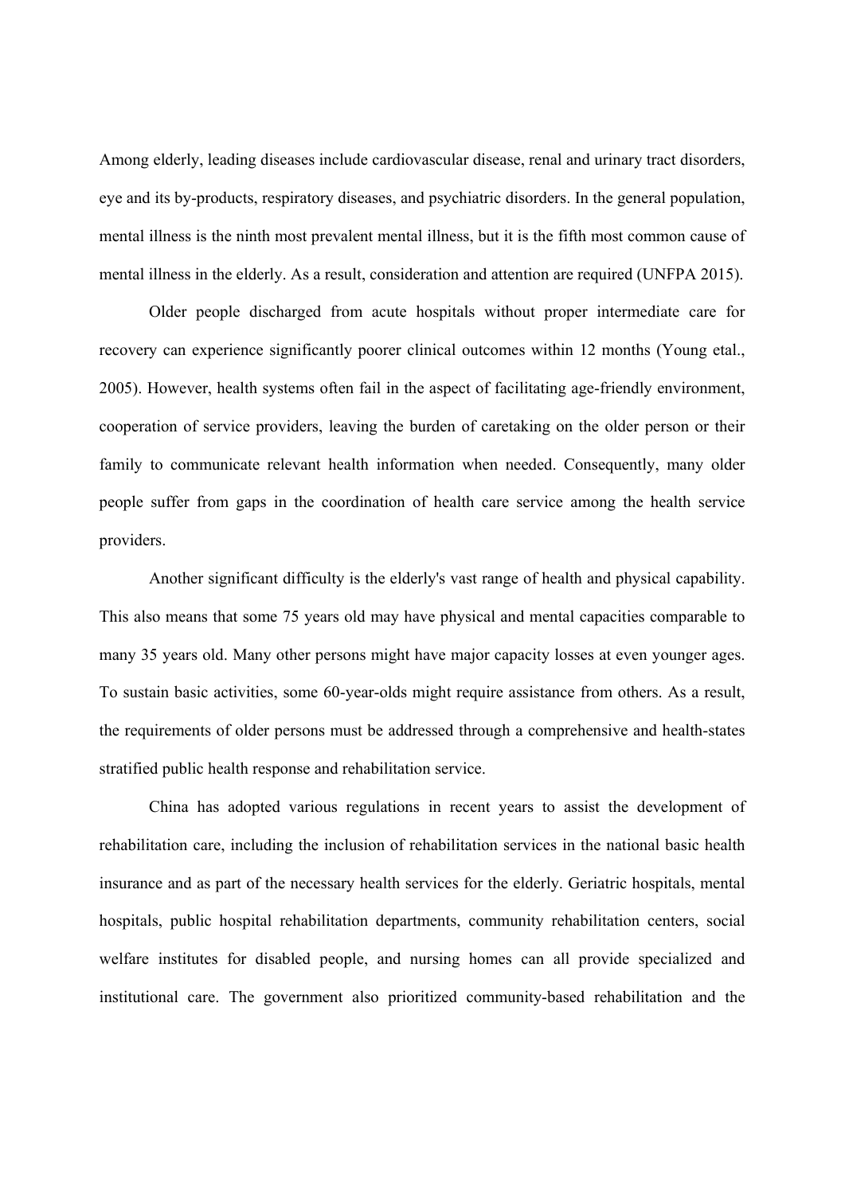Among elderly, leading diseases include cardiovascular disease, renal and urinary tract disorders, eye and its by-products, respiratory diseases, and psychiatric disorders. In the general population, mental illness is the ninth most prevalent mental illness, but it is the fifth most common cause of mental illness in the elderly. As a result, consideration and attention are required (UNFPA 2015).

Older people discharged from acute hospitals without proper intermediate care for recovery can experience significantly poorer clinical outcomes within 12 months (Young etal., 2005). However, health systems often fail in the aspect of facilitating age-friendly environment, cooperation of service providers, leaving the burden of caretaking on the older person or their family to communicate relevant health information when needed. Consequently, many older people suffer from gaps in the coordination of health care service among the health service providers.

Another significant difficulty is the elderly's vast range of health and physical capability. This also means that some 75 years old may have physical and mental capacities comparable to many 35 years old. Many other persons might have major capacity losses at even younger ages. To sustain basic activities, some 60-year-olds might require assistance from others. As a result, the requirements of older persons must be addressed through a comprehensive and health-states stratified public health response and rehabilitation service.

China has adopted various regulations in recent years to assist the development of rehabilitation care, including the inclusion of rehabilitation services in the national basic health insurance and as part of the necessary health services for the elderly. Geriatric hospitals, mental hospitals, public hospital rehabilitation departments, community rehabilitation centers, social welfare institutes for disabled people, and nursing homes can all provide specialized and institutional care. The government also prioritized community-based rehabilitation and the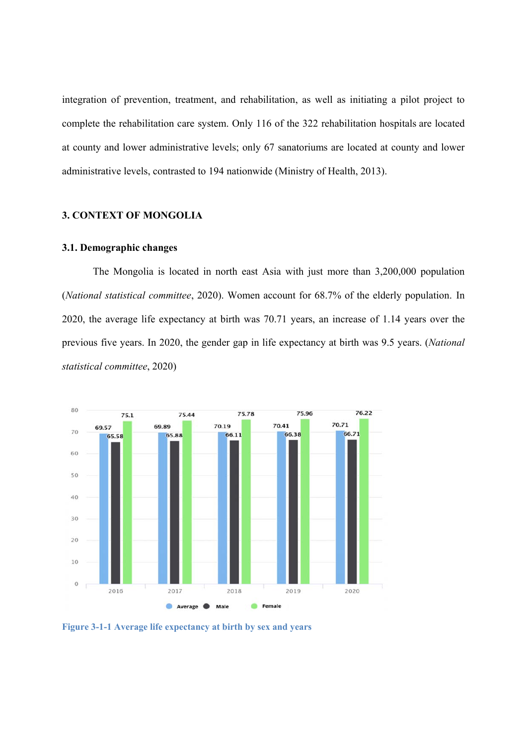integration of prevention, treatment, and rehabilitation, as well as initiating a pilot project to complete the rehabilitation care system. Only 116 of the 322 rehabilitation hospitals are located at county and lower administrative levels; only 67 sanatoriums are located at county and lower administrative levels, contrasted to 194 nationwide (Ministry of Health, 2013).

## 3. CONTEXT OF MONGOLIA

### 3.1. Demographic changes

The Mongolia is located in north east Asia with just more than 3,200,000 population (*National statistical committee*, 2020). Women account for 68.7% of the elderly population. In 2020, the average life expectancy at birth was 70.71 years, an increase of 1.14 years over the previous five years. In 2020, the gender gap in life expectancy at birth was 9.5 years. (*National statistical committee*, 2020)

| Year | Average | Male | Female |
| --- | --- | --- | --- |
| 2016 | 69.57 | 65.58 | 75.1 |
| 2017 | 69.89 | 65.88 | 75.44 |
| 2018 | 70.19 | 66.11 | 75.78 |
| 2019 | 70.41 | 66.38 | 75.96 |
| 2020 | 70.71 | 66.71 | 76.22 |

Figure 3-1-1 Average life expectancy at birth by sex and years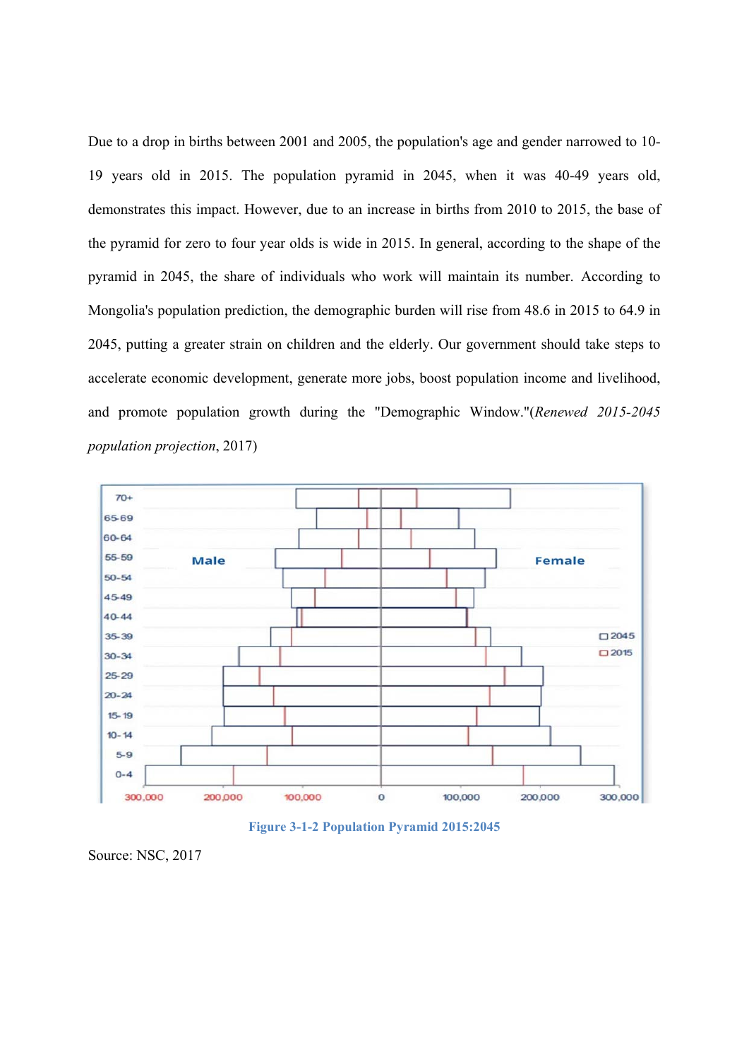Due to a drop in births between 2001 and 2005, the population's age and gender narrowed to 10-19 years old in 2015. The population pyramid in 2045, when it was 40-49 years old, demonstrates this impact. However, due to an increase in births from 2010 to 2015, the base of the pyramid for zero to four year olds is wide in 2015. In general, according to the shape of the pyramid in 2045, the share of individuals who work will maintain its number. According to Mongolia's population prediction, the demographic burden will rise from 48.6 in 2015 to 64.9 in 2045, putting a greater strain on children and the elderly. Our government should take steps to accelerate economic development, generate more jobs, boost population income and livelihood, and promote population growth during the "Demographic Window."(*Renewed 2015-2045 population projection*, 2017)

**Figure 3-1-2 Population Pyramid 2015:2045**

Source: NSC, 2017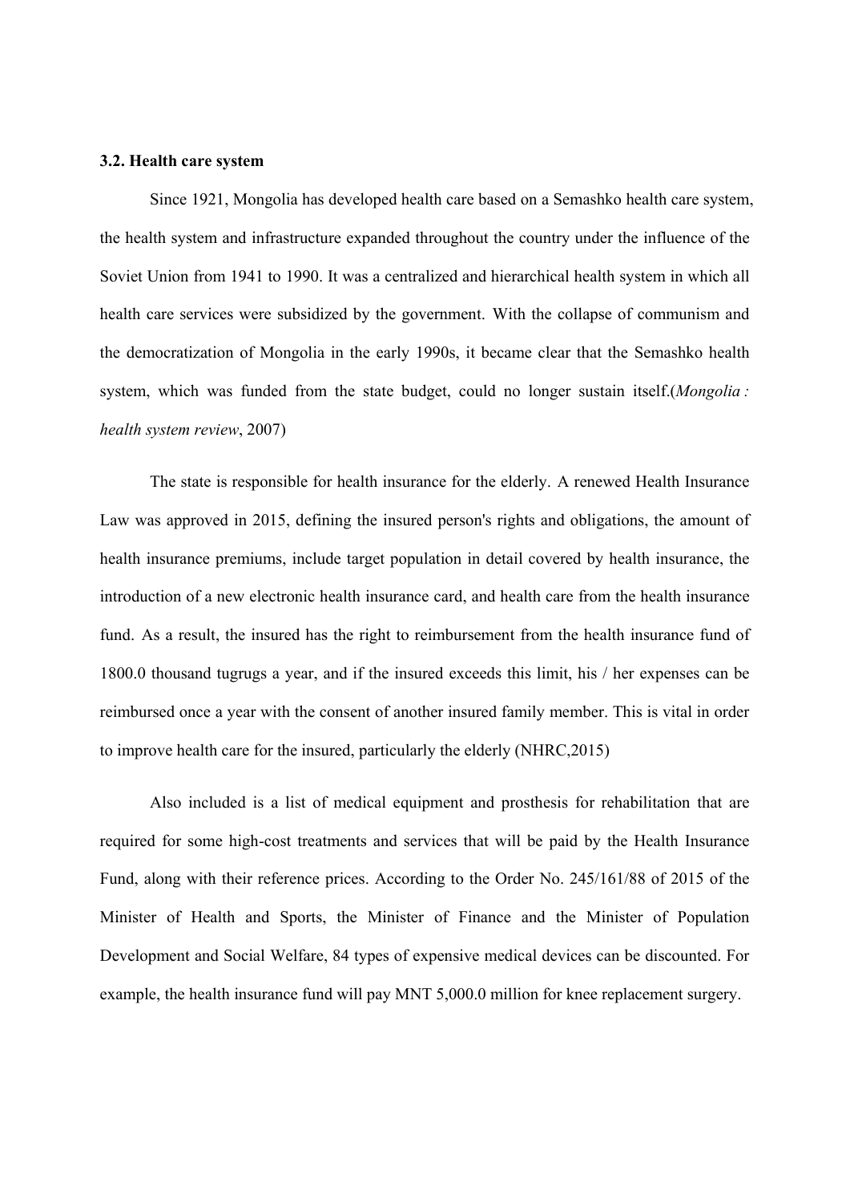### 3.2. Health care system

Since 1921, Mongolia has developed health care based on a Semashko health care system, the health system and infrastructure expanded throughout the country under the influence of the Soviet Union from 1941 to 1990. It was a centralized and hierarchical health system in which all health care services were subsidized by the government. With the collapse of communism and the democratization of Mongolia in the early 1990s, it became clear that the Semashko health system, which was funded from the state budget, could no longer sustain itself.(*Mongolia : health system review*, 2007)

The state is responsible for health insurance for the elderly. A renewed Health Insurance Law was approved in 2015, defining the insured person's rights and obligations, the amount of health insurance premiums, include target population in detail covered by health insurance, the introduction of a new electronic health insurance card, and health care from the health insurance fund. As a result, the insured has the right to reimbursement from the health insurance fund of 1800.0 thousand tugrugs a year, and if the insured exceeds this limit, his / her expenses can be reimbursed once a year with the consent of another insured family member. This is vital in order to improve health care for the insured, particularly the elderly (NHRC,2015)

Also included is a list of medical equipment and prosthesis for rehabilitation that are required for some high-cost treatments and services that will be paid by the Health Insurance Fund, along with their reference prices. According to the Order No. 245/161/88 of 2015 of the Minister of Health and Sports, the Minister of Finance and the Minister of Population Development and Social Welfare, 84 types of expensive medical devices can be discounted. For example, the health insurance fund will pay MNT 5,000.0 million for knee replacement surgery.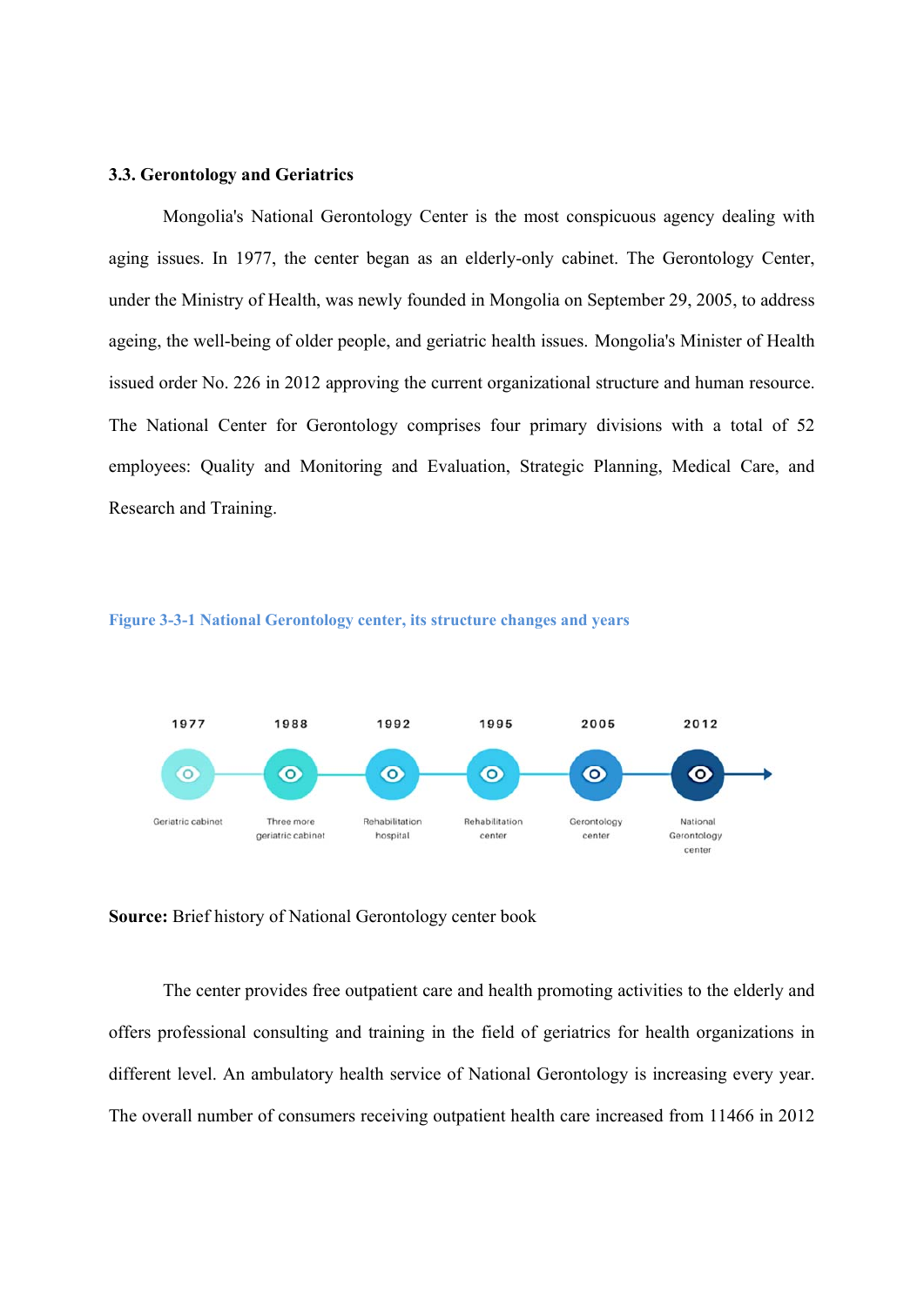### 3.3. Gerontology and Geriatrics

Mongolia's National Gerontology Center is the most conspicuous agency dealing with aging issues. In 1977, the center began as an elderly-only cabinet. The Gerontology Center, under the Ministry of Health, was newly founded in Mongolia on September 29, 2005, to address ageing, the well-being of older people, and geriatric health issues. Mongolia's Minister of Health issued order No. 226 in 2012 approving the current organizational structure and human resource. The National Center for Gerontology comprises four primary divisions with a total of 52 employees: Quality and Monitoring and Evaluation, Strategic Planning, Medical Care, and Research and Training.

**Figure 3-3-1 National Gerontology center, its structure changes and years**

| 1977 | 1988 | 1992 | 1995 | 2005 | 2012 |
| --- | --- | --- | --- | --- | --- |
| Geriatric cabinet | Three more geriatric cabinet | Rehabilitation hospital | Rehabilitation center | Gerontology center | National Gerontology center |

**Source:** Brief history of National Gerontology center book

The center provides free outpatient care and health promoting activities to the elderly and offers professional consulting and training in the field of geriatrics for health organizations in different level. An ambulatory health service of National Gerontology is increasing every year. The overall number of consumers receiving outpatient health care increased from 11466 in 2012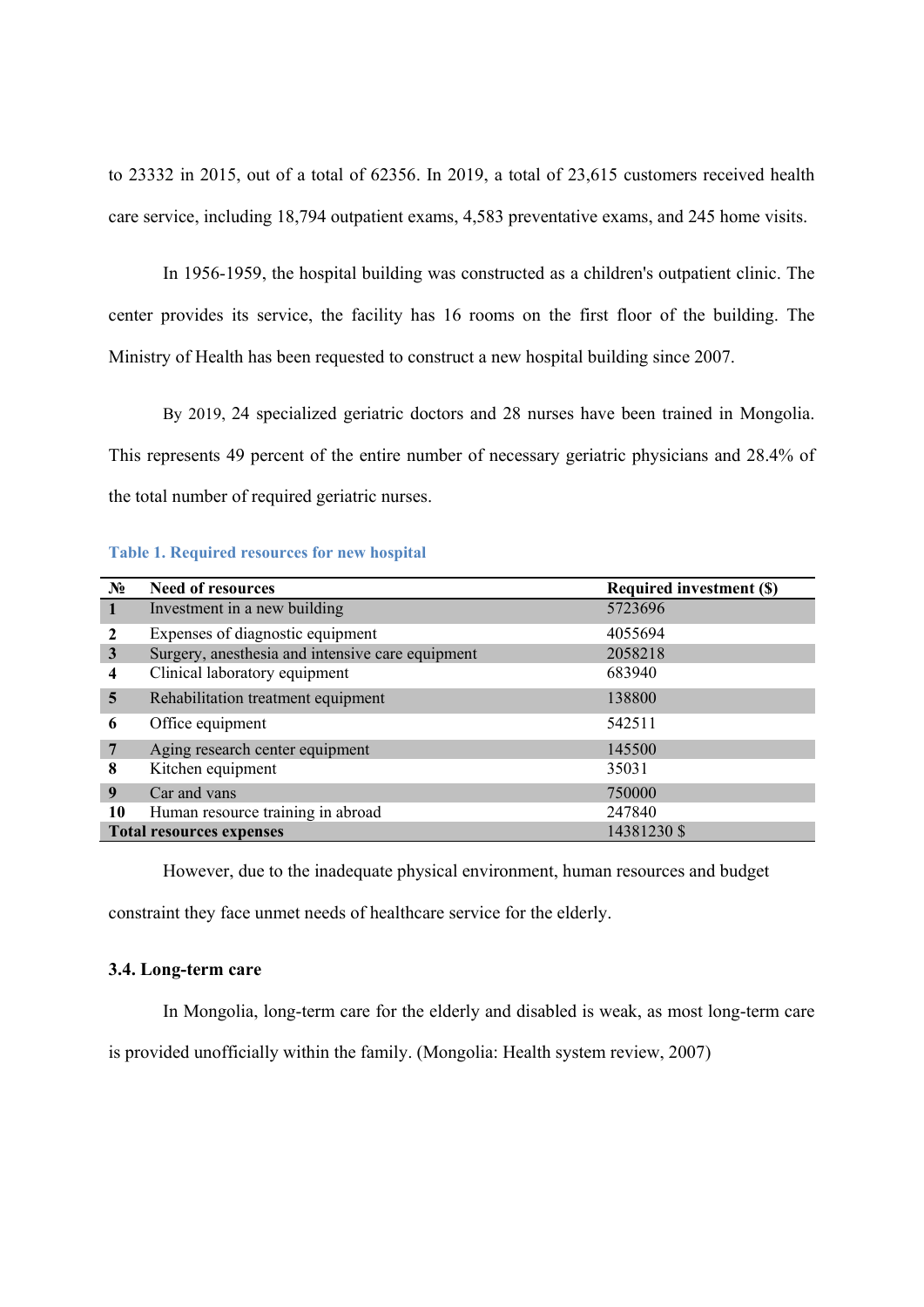to 23332 in 2015, out of a total of 62356. In 2019, a total of 23,615 customers received health care service, including 18,794 outpatient exams, 4,583 preventative exams, and 245 home visits.

In 1956-1959, the hospital building was constructed as a children's outpatient clinic. The center provides its service, the facility has 16 rooms on the first floor of the building. The Ministry of Health has been requested to construct a new hospital building since 2007.

By 2019, 24 specialized geriatric doctors and 28 nurses have been trained in Mongolia. This represents 49 percent of the entire number of necessary geriatric physicians and 28.4% of the total number of required geriatric nurses.

**Table 1. Required resources for new hospital**

| № | Need of resources | Required investment ($) |
|---|---|---|
| 1 | Investment in a new building | 5723696 |
| 2 | Expenses of diagnostic equipment | 4055694 |
| 3 | Surgery, anesthesia and intensive care equipment | 2058218 |
| 4 | Clinical laboratory equipment | 683940 |
| 5 | Rehabilitation treatment equipment | 138800 |
| 6 | Office equipment | 542511 |
| 7 | Aging research center equipment | 145500 |
| 8 | Kitchen equipment | 35031 |
| 9 | Car and vans | 750000 |
| 10 | Human resource training in abroad | 247840 |
| **Total resources expenses** | | 14381230 $ |

However, due to the inadequate physical environment, human resources and budget constraint they face unmet needs of healthcare service for the elderly.

### 3.4. Long-term care

In Mongolia, long-term care for the elderly and disabled is weak, as most long-term care is provided unofficially within the family. (Mongolia: Health system review, 2007)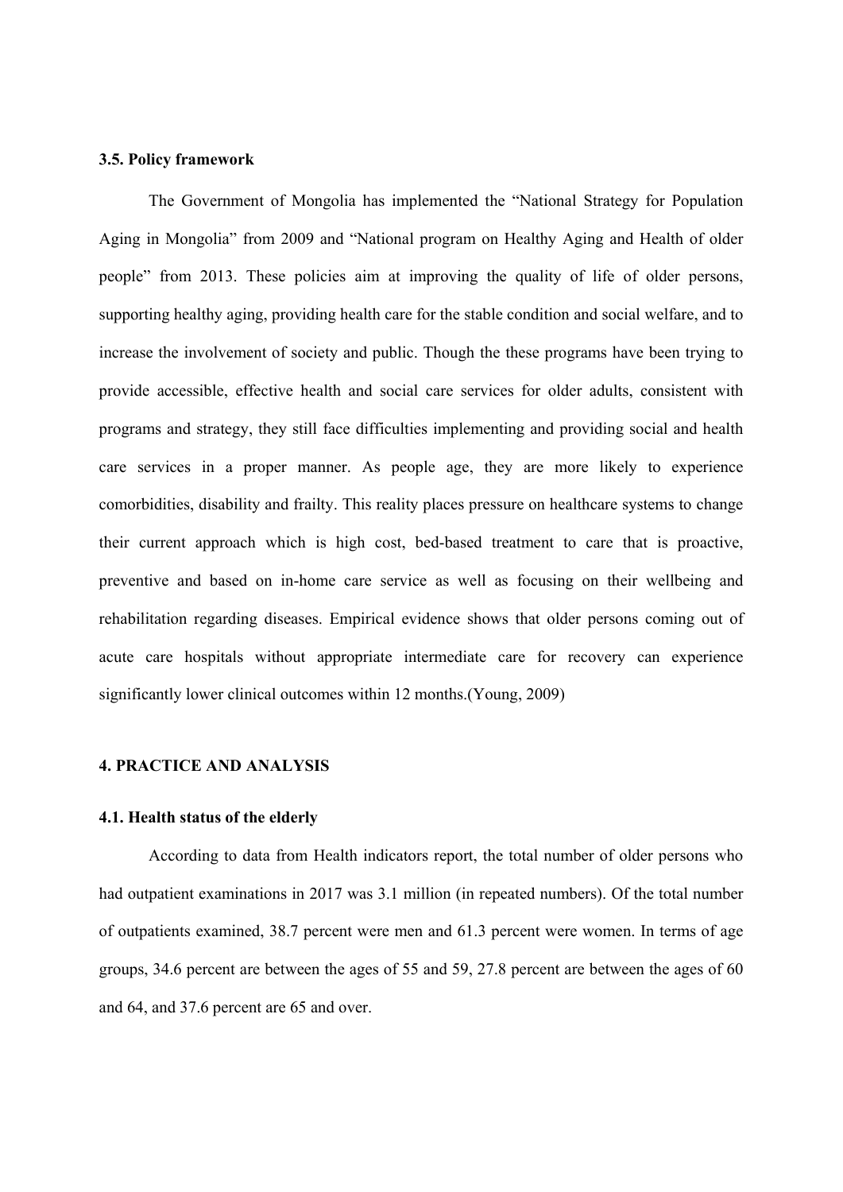### 3.5. Policy framework

The Government of Mongolia has implemented the "National Strategy for Population Aging in Mongolia" from 2009 and "National program on Healthy Aging and Health of older people" from 2013. These policies aim at improving the quality of life of older persons, supporting healthy aging, providing health care for the stable condition and social welfare, and to increase the involvement of society and public. Though the these programs have been trying to provide accessible, effective health and social care services for older adults, consistent with programs and strategy, they still face difficulties implementing and providing social and health care services in a proper manner. As people age, they are more likely to experience comorbidities, disability and frailty. This reality places pressure on healthcare systems to change their current approach which is high cost, bed-based treatment to care that is proactive, preventive and based on in-home care service as well as focusing on their wellbeing and rehabilitation regarding diseases. Empirical evidence shows that older persons coming out of acute care hospitals without appropriate intermediate care for recovery can experience significantly lower clinical outcomes within 12 months.(Young, 2009)

## 4. PRACTICE AND ANALYSIS

### 4.1. Health status of the elderly

According to data from Health indicators report, the total number of older persons who had outpatient examinations in 2017 was 3.1 million (in repeated numbers). Of the total number of outpatients examined, 38.7 percent were men and 61.3 percent were women. In terms of age groups, 34.6 percent are between the ages of 55 and 59, 27.8 percent are between the ages of 60 and 64, and 37.6 percent are 65 and over.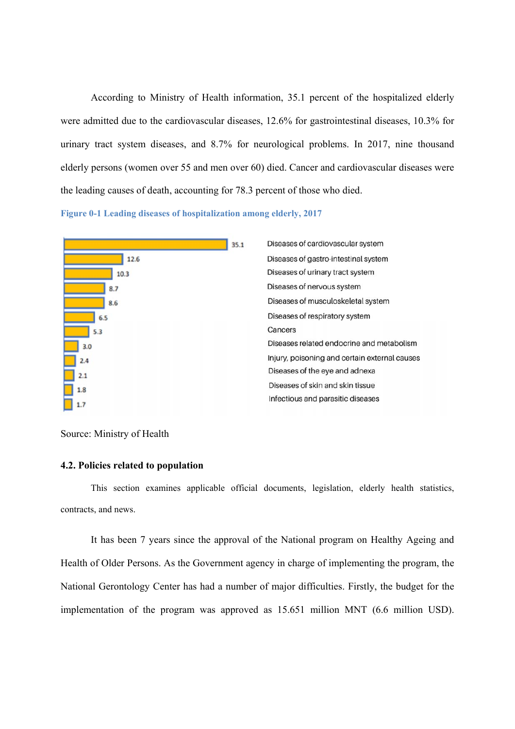According to Ministry of Health information, 35.1 percent of the hospitalized elderly were admitted due to the cardiovascular diseases, 12.6% for gastrointestinal diseases, 10.3% for urinary tract system diseases, and 8.7% for neurological problems. In 2017, nine thousand elderly persons (women over 55 and men over 60) died. Cancer and cardiovascular diseases were the leading causes of death, accounting for 78.3 percent of those who died.

**Figure 0-1 Leading diseases of hospitalization among elderly, 2017**

| Disease | % |
|---|---|
| Diseases of cardiovascular system | 35.1 |
| Diseases of gastro-intestinal system | 12.6 |
| Diseases of urinary tract system | 10.3 |
| Diseases of nervous system | 8.7 |
| Diseases of musculoskeletal system | 8.6 |
| Diseases of respiratory system | 6.5 |
| Cancers | 5.3 |
| Diseases related endocrine and metabolism | 3.0 |
| Injury, poisoning and certain external causes | 2.4 |
| Diseases of the eye and adnexa | 2.1 |
| Diseases of skin and skin tissue | 1.8 |
| Infectious and parasitic diseases | 1.7 |

Source: Ministry of Health

### 4.2. Policies related to population

This section examines applicable official documents, legislation, elderly health statistics, contracts, and news.

It has been 7 years since the approval of the National program on Healthy Ageing and Health of Older Persons. As the Government agency in charge of implementing the program, the National Gerontology Center has had a number of major difficulties. Firstly, the budget for the implementation of the program was approved as 15.651 million MNT (6.6 million USD).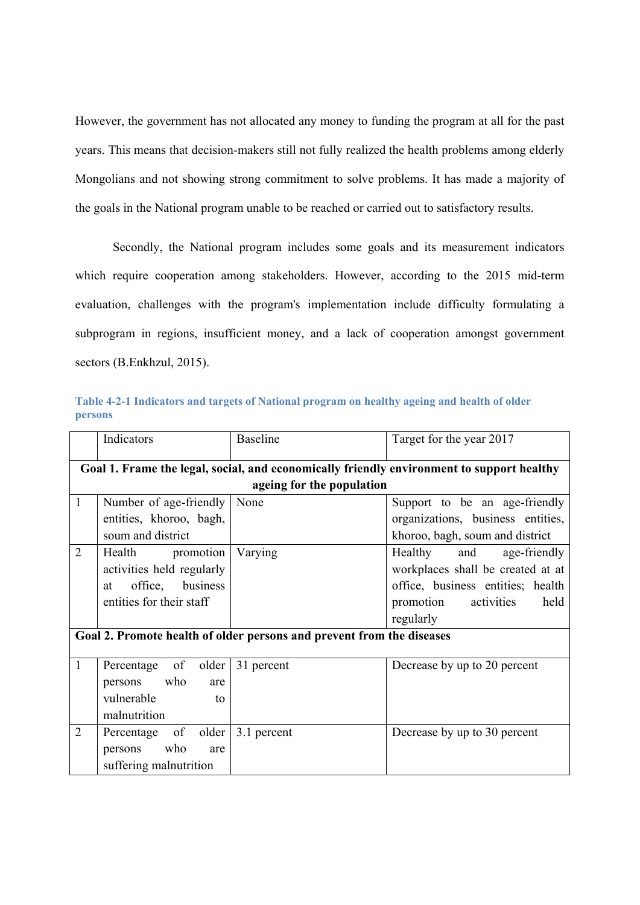However, the government has not allocated any money to funding the program at all for the past years. This means that decision-makers still not fully realized the health problems among elderly Mongolians and not showing strong commitment to solve problems. It has made a majority of the goals in the National program unable to be reached or carried out to satisfactory results.

Secondly, the National program includes some goals and its measurement indicators which require cooperation among stakeholders. However, according to the 2015 mid-term evaluation, challenges with the program's implementation include difficulty formulating a subprogram in regions, insufficient money, and a lack of cooperation amongst government sectors (B.Enkhzul, 2015).

**Table 4-2-1 Indicators and targets of National program on healthy ageing and health of older persons**

| | Indicators | Baseline | Target for the year 2017 |
|---|---|---|---|
| **Goal 1. Frame the legal, social, and economically friendly environment to support healthy ageing for the population** | | | |
| 1 | Number of age-friendly entities, khoroo, bagh, soum and district | None | Support to be an age-friendly organizations, business entities, khoroo, bagh, soum and district |
| 2 | Health promotion activities held regularly at office, business entities for their staff | Varying | Healthy and age-friendly workplaces shall be created at at office, business entities; health promotion activities held regularly |
| **Goal 2. Promote health of older persons and prevent from the diseases** | | | |
| 1 | Percentage of older persons who are vulnerable to malnutrition | 31 percent | Decrease by up to 20 percent |
| 2 | Percentage of older persons who are suffering malnutrition | 3.1 percent | Decrease by up to 30 percent |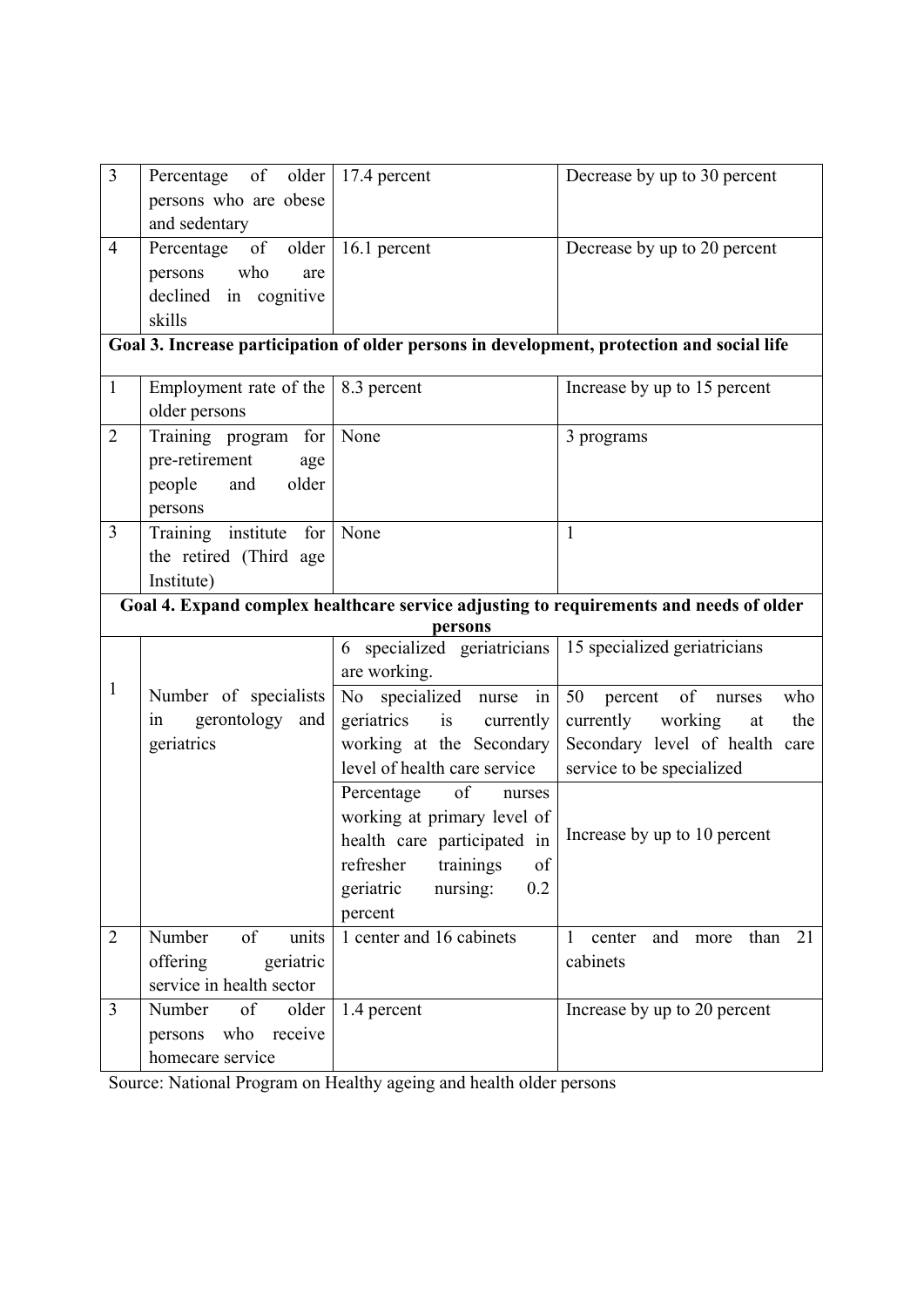| | | | |
|---|---|---|---|
| 3 | Percentage of older persons who are obese and sedentary | 17.4 percent | Decrease by up to 30 percent |
| 4 | Percentage of older persons who are declined in cognitive skills | 16.1 percent | Decrease by up to 20 percent |
| **Goal 3. Increase participation of older persons in development, protection and social life** | | | |
| 1 | Employment rate of the older persons | 8.3 percent | Increase by up to 15 percent |
| 2 | Training program for pre-retirement age people and older persons | None | 3 programs |
| 3 | Training institute for the retired (Third age Institute) | None | 1 |
| **Goal 4. Expand complex healthcare service adjusting to requirements and needs of older persons** | | | |
| 1 | Number of specialists in gerontology and geriatrics | 6 specialized geriatricians are working. | 15 specialized geriatricians |
| | | No specialized nurse in geriatrics is currently working at the Secondary level of health care service | 50 percent of nurses who currently working at the Secondary level of health care service to be specialized |
| | | Percentage of nurses working at primary level of health care participated in refresher trainings of geriatric nursing: 0.2 percent | Increase by up to 10 percent |
| 2 | Number of units offering geriatric service in health sector | 1 center and 16 cabinets | 1 center and more than 21 cabinets |
| 3 | Number of older persons who receive homecare service | 1.4 percent | Increase by up to 20 percent |

Source: National Program on Healthy ageing and health older persons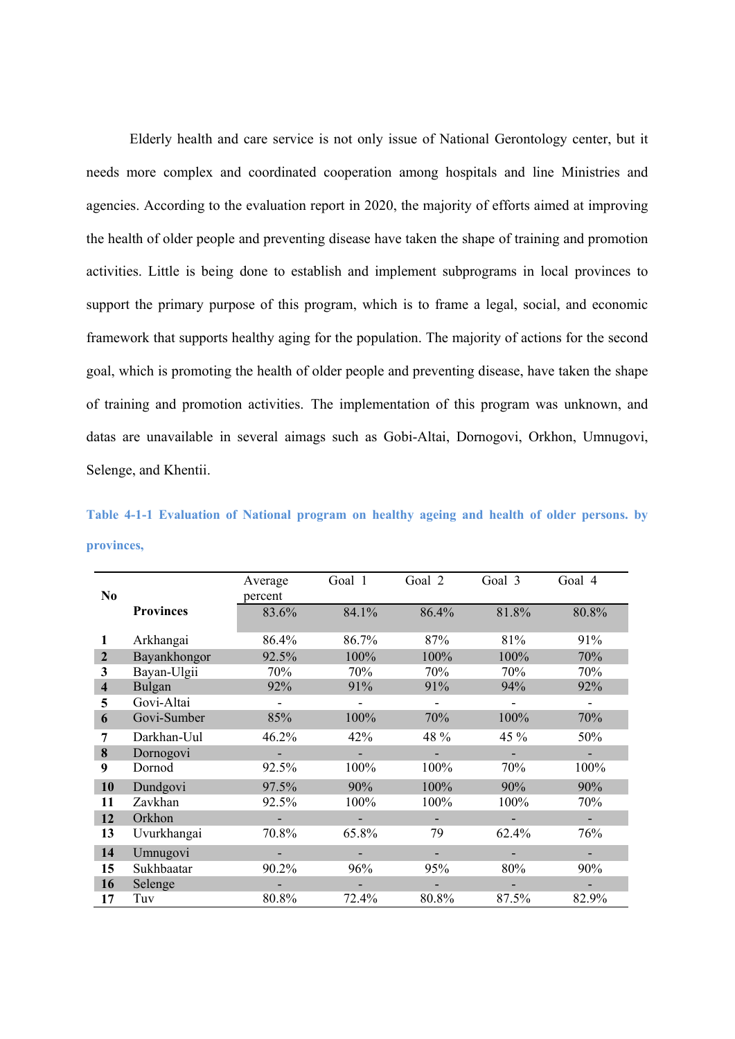Elderly health and care service is not only issue of National Gerontology center, but it needs more complex and coordinated cooperation among hospitals and line Ministries and agencies. According to the evaluation report in 2020, the majority of efforts aimed at improving the health of older people and preventing disease have taken the shape of training and promotion activities. Little is being done to establish and implement subprograms in local provinces to support the primary purpose of this program, which is to frame a legal, social, and economic framework that supports healthy aging for the population. The majority of actions for the second goal, which is promoting the health of older people and preventing disease, have taken the shape of training and promotion activities. The implementation of this program was unknown, and datas are unavailable in several aimags such as Gobi-Altai, Dornogovi, Orkhon, Umnugovi, Selenge, and Khentii.

**Table 4-1-1 Evaluation of National program on healthy ageing and health of older persons. by provinces,**

| No | Provinces | Average percent | Goal 1 | Goal 2 | Goal 3 | Goal 4 |
|---|---|---|---|---|---|---|
| | | 83.6% | 84.1% | 86.4% | 81.8% | 80.8% |
| 1 | Arkhangai | 86.4% | 86.7% | 87% | 81% | 91% |
| 2 | Bayankhongor | 92.5% | 100% | 100% | 100% | 70% |
| 3 | Bayan-Ulgii | 70% | 70% | 70% | 70% | 70% |
| 4 | Bulgan | 92% | 91% | 91% | 94% | 92% |
| 5 | Govi-Altai | - | - | - | - | - |
| 6 | Govi-Sumber | 85% | 100% | 70% | 100% | 70% |
| 7 | Darkhan-Uul | 46.2% | 42% | 48 % | 45 % | 50% |
| 8 | Dornogovi | - | - | - | - | - |
| 9 | Dornod | 92.5% | 100% | 100% | 70% | 100% |
| 10 | Dundgovi | 97.5% | 90% | 100% | 90% | 90% |
| 11 | Zavkhan | 92.5% | 100% | 100% | 100% | 70% |
| 12 | Orkhon | - | - | - | - | - |
| 13 | Uvurkhangai | 70.8% | 65.8% | 79 | 62.4% | 76% |
| 14 | Umnugovi | - | - | - | - | - |
| 15 | Sukhbaatar | 90.2% | 96% | 95% | 80% | 90% |
| 16 | Selenge | - | - | - | - | - |
| 17 | Tuv | 80.8% | 72.4% | 80.8% | 87.5% | 82.9% |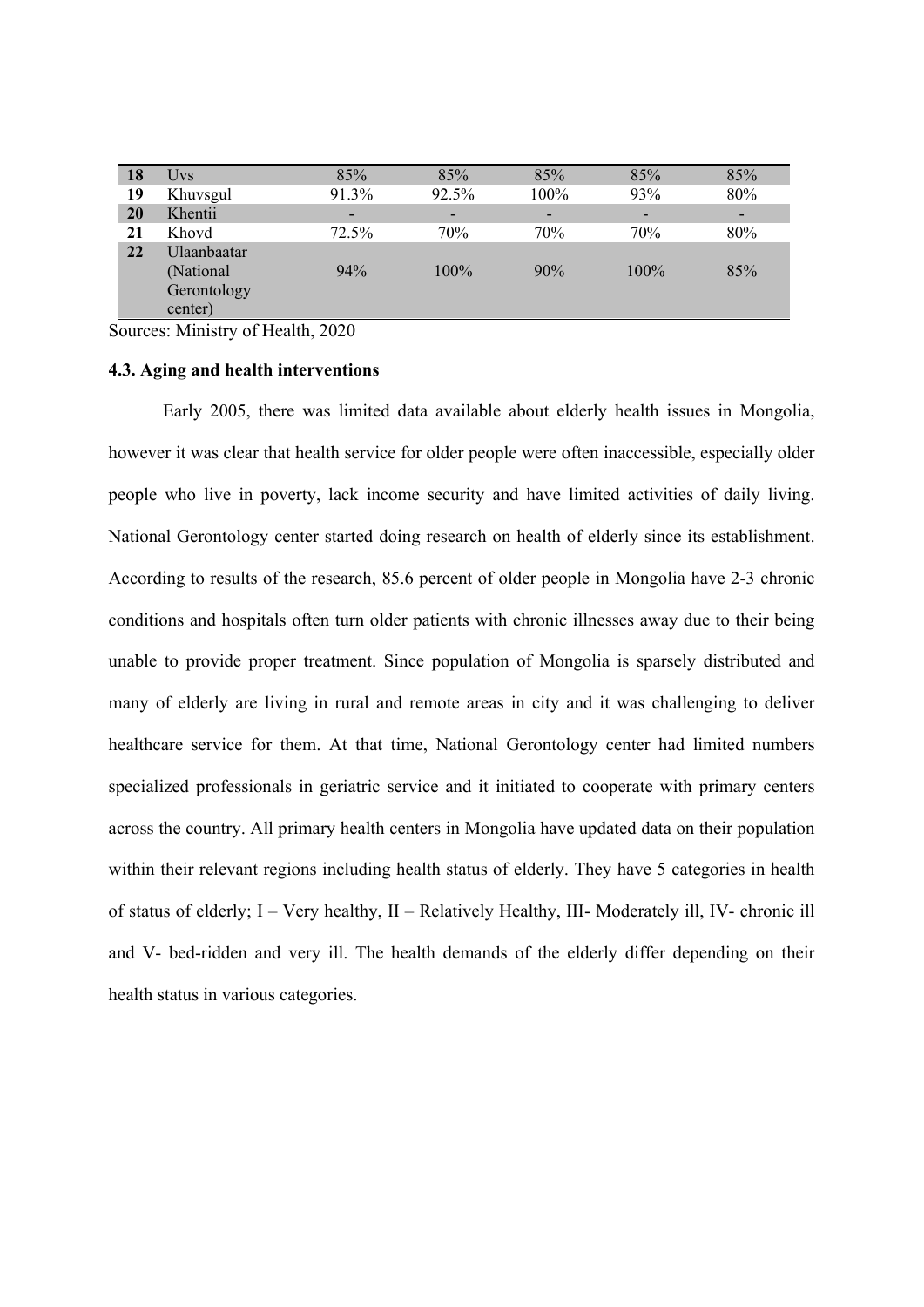| 18 | Uvs | 85% | 85% | 85% | 85% | 85% |
|---|---|---|---|---|---|---|
| 19 | Khuvsgul | 91.3% | 92.5% | 100% | 93% | 80% |
| 20 | Khentii | - | - | - | - | - |
| 21 | Khovd | 72.5% | 70% | 70% | 70% | 80% |
| 22 | Ulaanbaatar (National Gerontology center) | 94% | 100% | 90% | 100% | 85% |

Sources: Ministry of Health, 2020

### 4.3. Aging and health interventions

Early 2005, there was limited data available about elderly health issues in Mongolia, however it was clear that health service for older people were often inaccessible, especially older people who live in poverty, lack income security and have limited activities of daily living. National Gerontology center started doing research on health of elderly since its establishment. According to results of the research, 85.6 percent of older people in Mongolia have 2-3 chronic conditions and hospitals often turn older patients with chronic illnesses away due to their being unable to provide proper treatment. Since population of Mongolia is sparsely distributed and many of elderly are living in rural and remote areas in city and it was challenging to deliver healthcare service for them. At that time, National Gerontology center had limited numbers specialized professionals in geriatric service and it initiated to cooperate with primary centers across the country. All primary health centers in Mongolia have updated data on their population within their relevant regions including health status of elderly. They have 5 categories in health of status of elderly; I – Very healthy, II – Relatively Healthy, III- Moderately ill, IV- chronic ill and V- bed-ridden and very ill. The health demands of the elderly differ depending on their health status in various categories.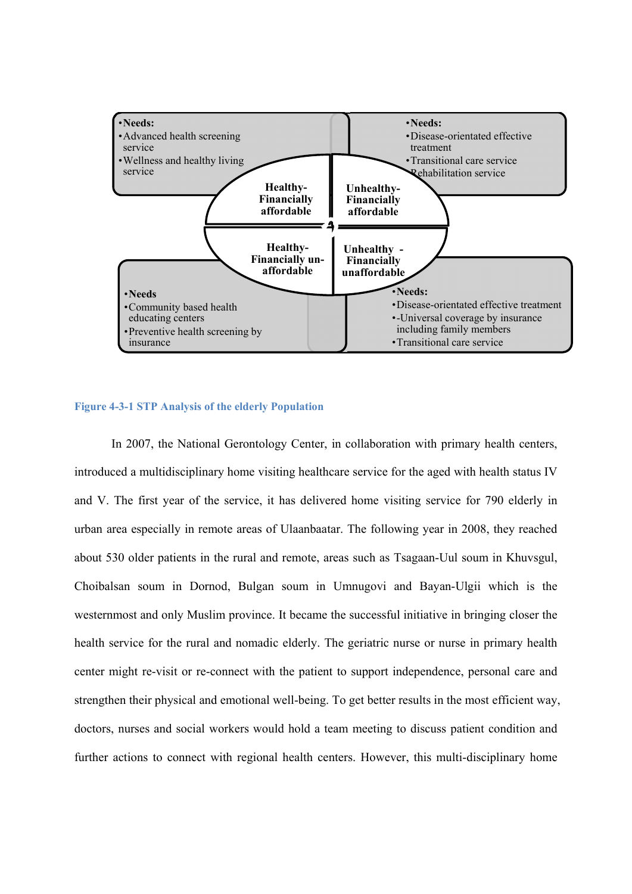- **Needs:**
  - Advanced health screening service
  - Wellness and healthy living service

**Healthy-Financially affordable**

- **Needs:**
  - Disease-orientated effective treatment
  - Transitional care service
  - Rehabilitation service

**Unhealthy-Financially affordable**

**Healthy-Financially un-affordable**

- **Needs**
  - Community based health educating centers
  - Preventive health screening by insurance

**Unhealthy - Financially unaffordable**

- **Needs:**
  - Disease-orientated effective treatment
  - -Universal coverage by insurance including family members
  - Transitional care service

**Figure 4-3-1 STP Analysis of the elderly Population**

In 2007, the National Gerontology Center, in collaboration with primary health centers, introduced a multidisciplinary home visiting healthcare service for the aged with health status IV and V. The first year of the service, it has delivered home visiting service for 790 elderly in urban area especially in remote areas of Ulaanbaatar. The following year in 2008, they reached about 530 older patients in the rural and remote, areas such as Tsagaan-Uul soum in Khuvsgul, Choibalsan soum in Dornod, Bulgan soum in Umnugovi and Bayan-Ulgii which is the westernmost and only Muslim province. It became the successful initiative in bringing closer the health service for the rural and nomadic elderly. The geriatric nurse or nurse in primary health center might re-visit or re-connect with the patient to support independence, personal care and strengthen their physical and emotional well-being. To get better results in the most efficient way, doctors, nurses and social workers would hold a team meeting to discuss patient condition and further actions to connect with regional health centers. However, this multi-disciplinary home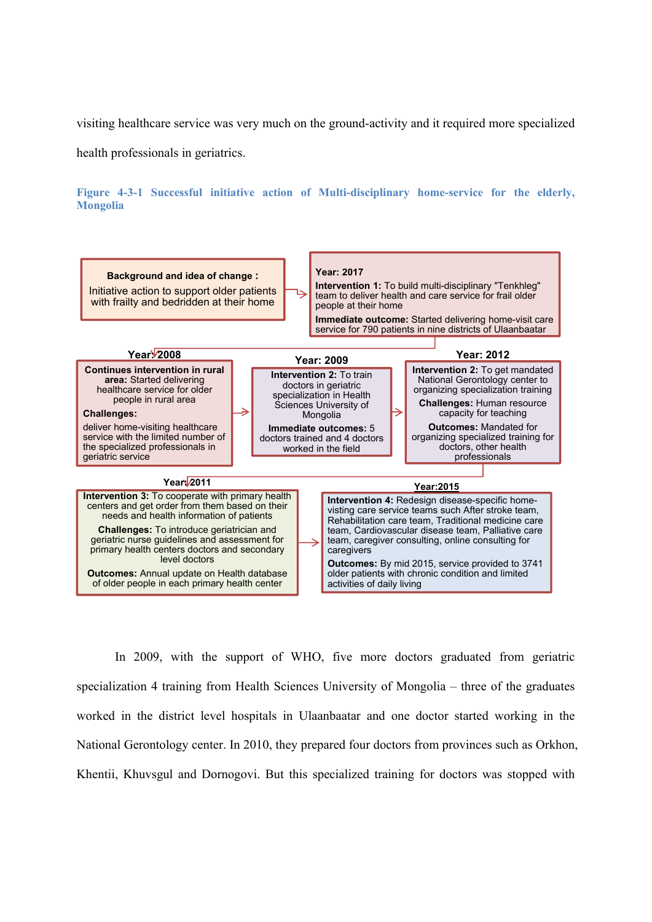visiting healthcare service was very much on the ground-activity and it required more specialized health professionals in geriatrics.

**Figure 4-3-1 Successful initiative action of Multi-disciplinary home-service for the elderly, Mongolia**

**Background and idea of change :**
Initiative action to support older patients with frailty and bedridden at their home

**Year: 2017**
**Intervention 1:** To build multi-disciplinary "Tenkhleg" team to deliver health and care service for frail older people at their home
**Immediate outcome:** Started delivering home-visit care service for 790 patients in nine districts of Ulaanbaatar

**Year: 2008**
**Continues intervention in rural area:** Started delivering healthcare service for older people in rural area
**Challenges:**
deliver home-visiting healthcare service with the limited number of the specialized professionals in geriatric service

**Year: 2009**
**Intervention 2:** To train doctors in geriatric specialization in Health Sciences University of Mongolia
**Immediate outcomes:** 5 doctors trained and 4 doctors worked in the field

**Year: 2012**
**Intervention 2:** To get mandated National Gerontology center to organizing specialization training
**Challenges:** Human resource capacity for teaching
**Outcomes:** Mandated for organizing specialized training for doctors, other health professionals

**Year: 2011**
**Intervention 3:** To cooperate with primary health centers and get order from them based on their needs and health information of patients
**Challenges:** To introduce geriatrician and geriatric nurse guidelines and assessment for primary health centers doctors and secondary level doctors
**Outcomes:** Annual update on Health database of older people in each primary health center

**Year:2015**
**Intervention 4:** Redesign disease-specific home-visting care service teams such After stroke team, Rehabilitation care team, Traditional medicine care team, Cardiovascular disease team, Palliative care team, caregiver consulting, online consulting for caregivers
**Outcomes:** By mid 2015, service provided to 3741 older patients with chronic condition and limited activities of daily living

In 2009, with the support of WHO, five more doctors graduated from geriatric specialization 4 training from Health Sciences University of Mongolia – three of the graduates worked in the district level hospitals in Ulaanbaatar and one doctor started working in the National Gerontology center. In 2010, they prepared four doctors from provinces such as Orkhon, Khentii, Khuvsgul and Dornogovi. But this specialized training for doctors was stopped with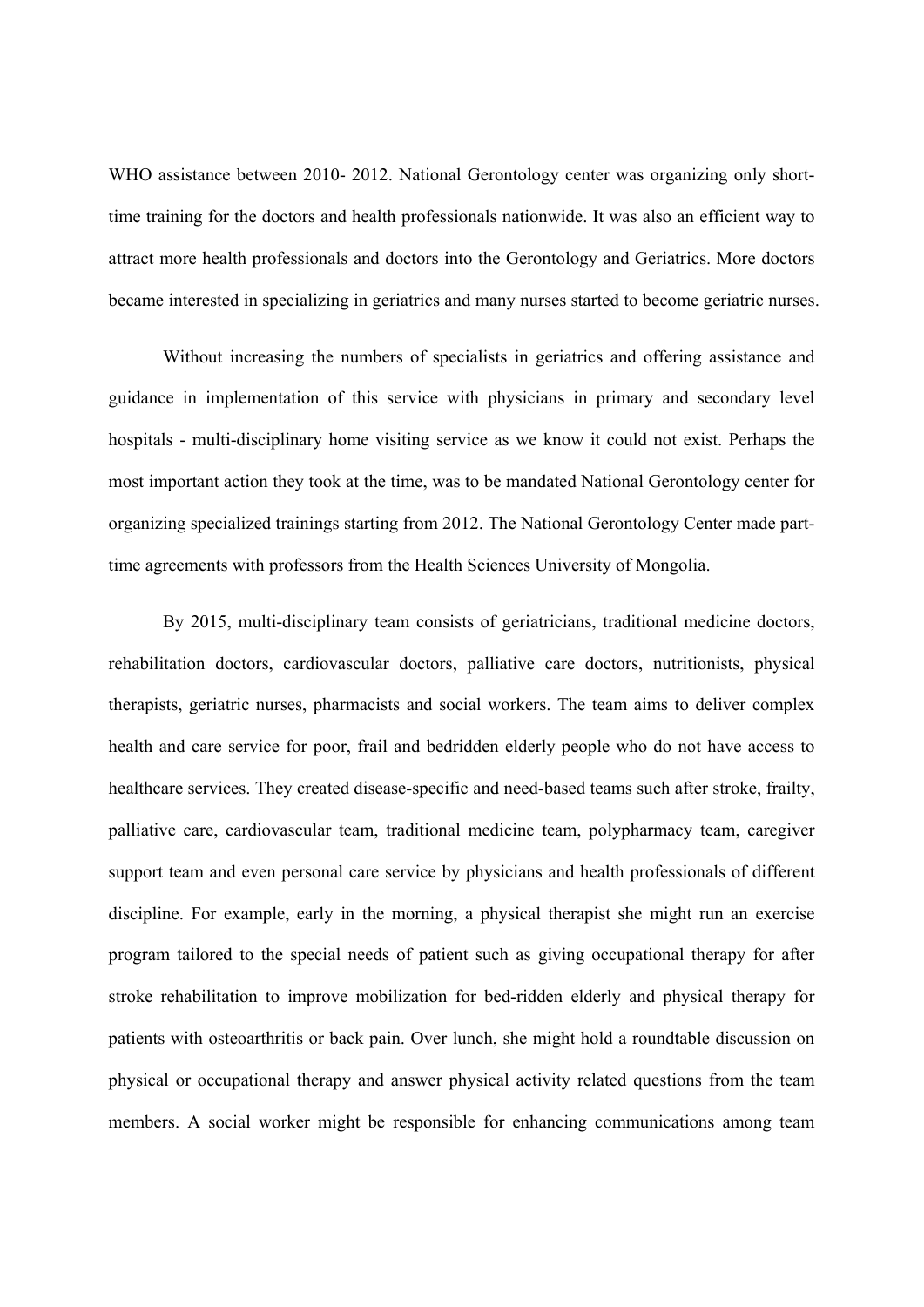WHO assistance between 2010- 2012. National Gerontology center was organizing only short-time training for the doctors and health professionals nationwide. It was also an efficient way to attract more health professionals and doctors into the Gerontology and Geriatrics. More doctors became interested in specializing in geriatrics and many nurses started to become geriatric nurses.

Without increasing the numbers of specialists in geriatrics and offering assistance and guidance in implementation of this service with physicians in primary and secondary level hospitals - multi-disciplinary home visiting service as we know it could not exist. Perhaps the most important action they took at the time, was to be mandated National Gerontology center for organizing specialized trainings starting from 2012. The National Gerontology Center made part-time agreements with professors from the Health Sciences University of Mongolia.

By 2015, multi-disciplinary team consists of geriatricians, traditional medicine doctors, rehabilitation doctors, cardiovascular doctors, palliative care doctors, nutritionists, physical therapists, geriatric nurses, pharmacists and social workers. The team aims to deliver complex health and care service for poor, frail and bedridden elderly people who do not have access to healthcare services. They created disease-specific and need-based teams such after stroke, frailty, palliative care, cardiovascular team, traditional medicine team, polypharmacy team, caregiver support team and even personal care service by physicians and health professionals of different discipline. For example, early in the morning, a physical therapist she might run an exercise program tailored to the special needs of patient such as giving occupational therapy for after stroke rehabilitation to improve mobilization for bed-ridden elderly and physical therapy for patients with osteoarthritis or back pain. Over lunch, she might hold a roundtable discussion on physical or occupational therapy and answer physical activity related questions from the team members. A social worker might be responsible for enhancing communications among team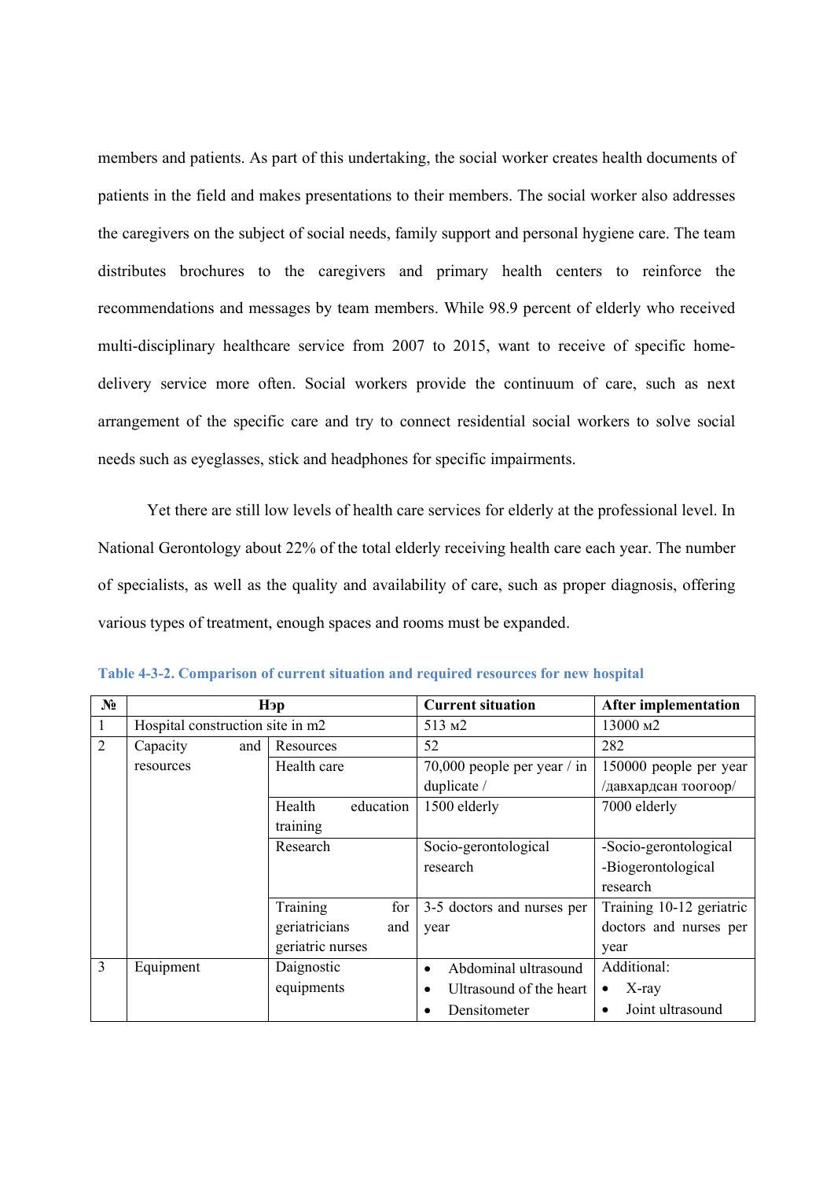members and patients. As part of this undertaking, the social worker creates health documents of patients in the field and makes presentations to their members. The social worker also addresses the caregivers on the subject of social needs, family support and personal hygiene care. The team distributes brochures to the caregivers and primary health centers to reinforce the recommendations and messages by team members. While 98.9 percent of elderly who received multi-disciplinary healthcare service from 2007 to 2015, want to receive of specific home-delivery service more often. Social workers provide the continuum of care, such as next arrangement of the specific care and try to connect residential social workers to solve social needs such as eyeglasses, stick and headphones for specific impairments.

Yet there are still low levels of health care services for elderly at the professional level. In National Gerontology about 22% of the total elderly receiving health care each year. The number of specialists, as well as the quality and availability of care, such as proper diagnosis, offering various types of treatment, enough spaces and rooms must be expanded.

**Table 4-3-2. Comparison of current situation and required resources for new hospital**

| № | Нэр | | Current situation | After implementation |
|---|---|---|---|---|
| 1 | Hospital construction site in m2 | | 513 м2 | 13000 м2 |
| 2 | Capacity and resources | Resources | 52 | 282 |
| | | Health care | 70,000 people per year / in duplicate / | 150000 people per year /давхардсан тоогоор/ |
| | | Health education training | 1500 elderly | 7000 elderly |
| | | Research | Socio-gerontological research | -Socio-gerontological<br>-Biogerontological research |
| | | Training for geriatricians and geriatric nurses | 3-5 doctors and nurses per year | Training 10-12 geriatric doctors and nurses per year |
| 3 | Equipment | Daignostic equipments | • Abdominal ultrasound<br>• Ultrasound of the heart<br>• Densitometer | Additional:<br>• X-ray<br>• Joint ultrasound |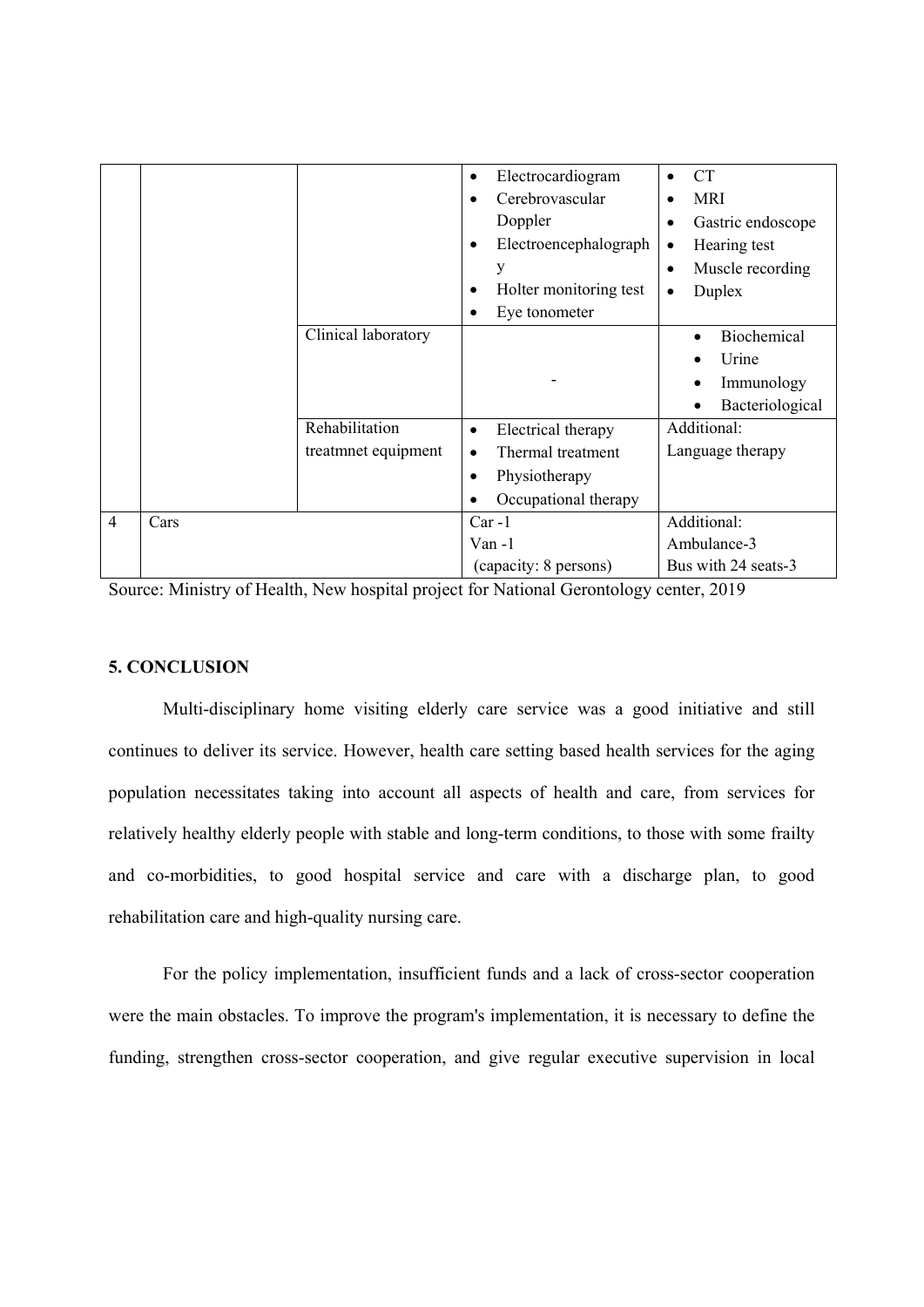|   |   |   |   |   |
|---|---|---|---|---|
|   |   |   | • Electrocardiogram<br>• Cerebrovascular Doppler<br>• Electroencephalography<br>• Holter monitoring test<br>• Eye tonometer | • CT<br>• MRI<br>• Gastric endoscope<br>• Hearing test<br>• Muscle recording<br>• Duplex |
|   |   | Clinical laboratory | - | • Biochemical<br>• Urine<br>• Immunology<br>• Bacteriological |
|   |   | Rehabilitation treatmnet equipment | • Electrical therapy<br>• Thermal treatment<br>• Physiotherapy<br>• Occupational therapy | Additional:<br>Language therapy |
| 4 | Cars |   | Car -1<br>Van -1<br>(capacity: 8 persons) | Additional:<br>Ambulance-3<br>Bus with 24 seats-3 |

Source: Ministry of Health, New hospital project for National Gerontology center, 2019

## 5. CONCLUSION

Multi-disciplinary home visiting elderly care service was a good initiative and still continues to deliver its service. However, health care setting based health services for the aging population necessitates taking into account all aspects of health and care, from services for relatively healthy elderly people with stable and long-term conditions, to those with some frailty and co-morbidities, to good hospital service and care with a discharge plan, to good rehabilitation care and high-quality nursing care.

For the policy implementation, insufficient funds and a lack of cross-sector cooperation were the main obstacles. To improve the program's implementation, it is necessary to define the funding, strengthen cross-sector cooperation, and give regular executive supervision in local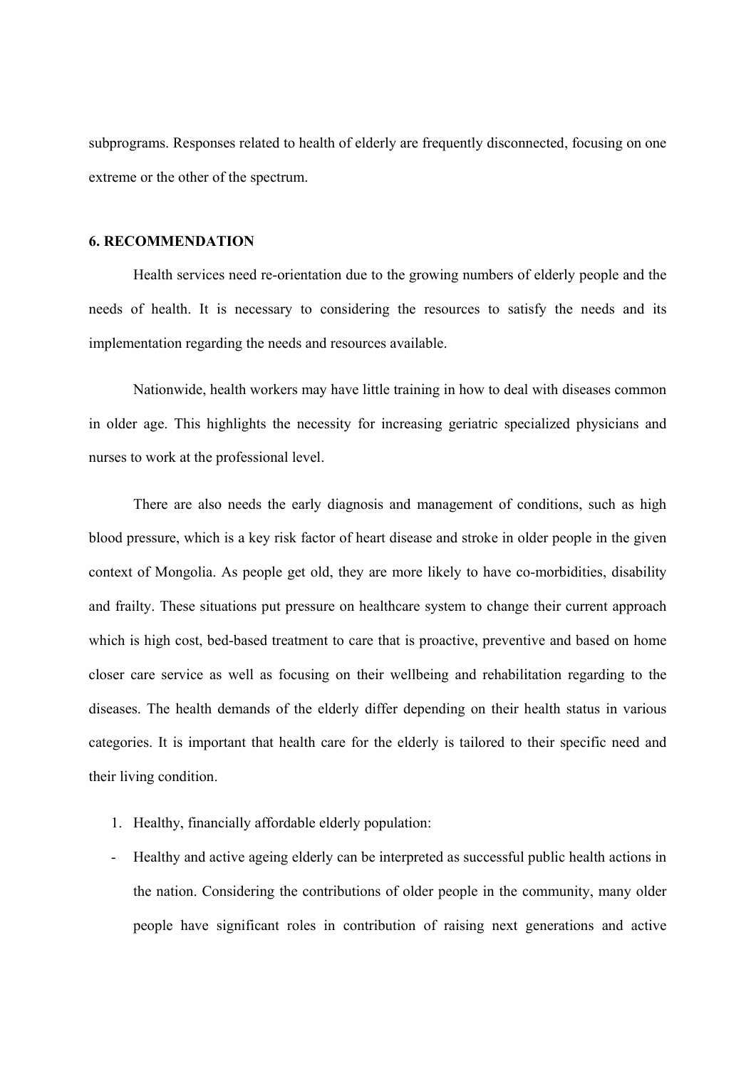subprograms. Responses related to health of elderly are frequently disconnected, focusing on one extreme or the other of the spectrum.

## 6. RECOMMENDATION

Health services need re-orientation due to the growing numbers of elderly people and the needs of health. It is necessary to considering the resources to satisfy the needs and its implementation regarding the needs and resources available.

Nationwide, health workers may have little training in how to deal with diseases common in older age. This highlights the necessity for increasing geriatric specialized physicians and nurses to work at the professional level.

There are also needs the early diagnosis and management of conditions, such as high blood pressure, which is a key risk factor of heart disease and stroke in older people in the given context of Mongolia. As people get old, they are more likely to have co-morbidities, disability and frailty. These situations put pressure on healthcare system to change their current approach which is high cost, bed-based treatment to care that is proactive, preventive and based on home closer care service as well as focusing on their wellbeing and rehabilitation regarding to the diseases. The health demands of the elderly differ depending on their health status in various categories. It is important that health care for the elderly is tailored to their specific need and their living condition.

1. Healthy, financially affordable elderly population:

- Healthy and active ageing elderly can be interpreted as successful public health actions in the nation. Considering the contributions of older people in the community, many older people have significant roles in contribution of raising next generations and active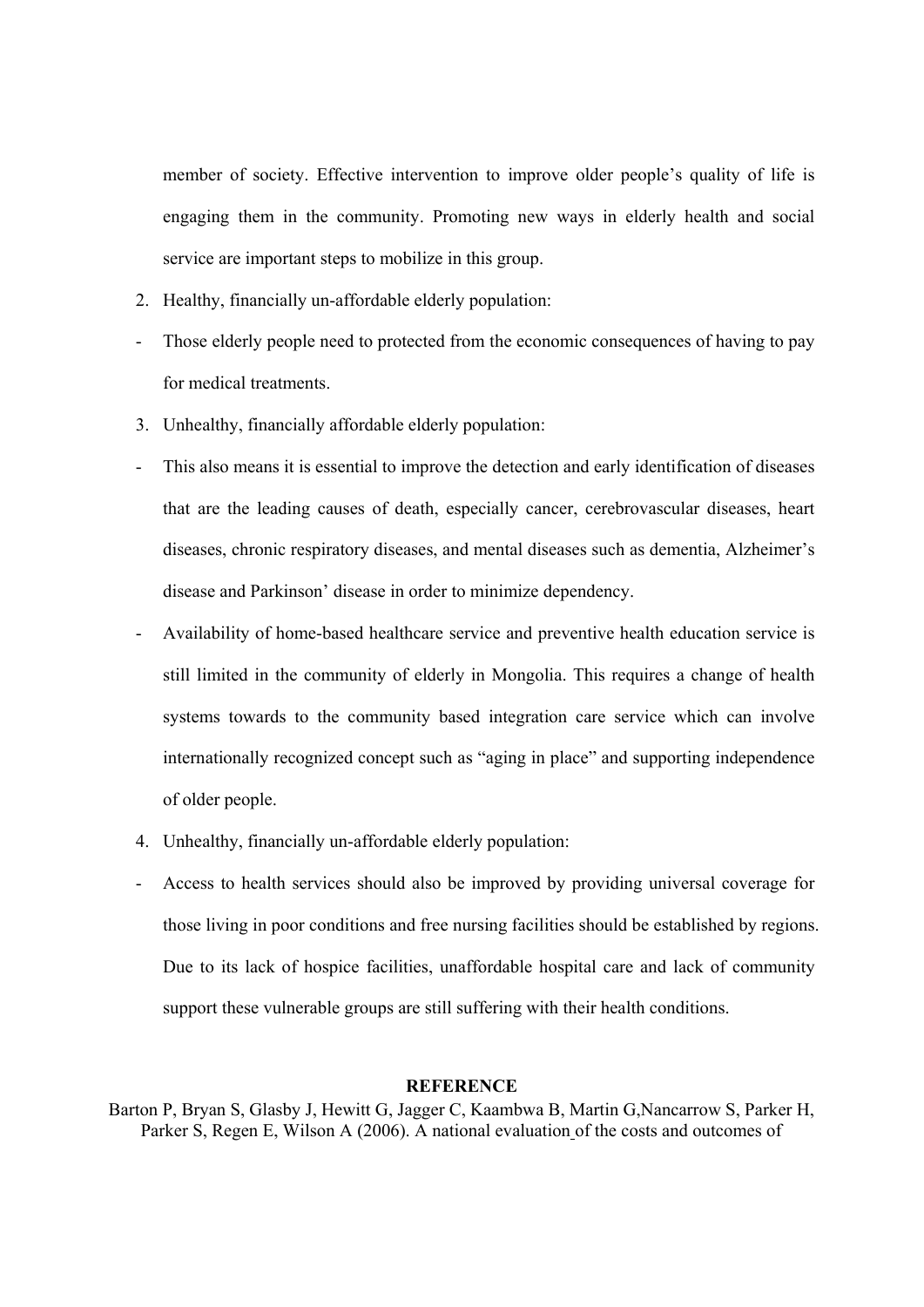member of society. Effective intervention to improve older people's quality of life is engaging them in the community. Promoting new ways in elderly health and social service are important steps to mobilize in this group.

2. Healthy, financially un-affordable elderly population:

- Those elderly people need to protected from the economic consequences of having to pay for medical treatments.

3. Unhealthy, financially affordable elderly population:

- This also means it is essential to improve the detection and early identification of diseases that are the leading causes of death, especially cancer, cerebrovascular diseases, heart diseases, chronic respiratory diseases, and mental diseases such as dementia, Alzheimer's disease and Parkinson' disease in order to minimize dependency.
- Availability of home-based healthcare service and preventive health education service is still limited in the community of elderly in Mongolia. This requires a change of health systems towards to the community based integration care service which can involve internationally recognized concept such as "aging in place" and supporting independence of older people.

4. Unhealthy, financially un-affordable elderly population:

- Access to health services should also be improved by providing universal coverage for those living in poor conditions and free nursing facilities should be established by regions. Due to its lack of hospice facilities, unaffordable hospital care and lack of community support these vulnerable groups are still suffering with their health conditions.

**REFERENCE**

Barton P, Bryan S, Glasby J, Hewitt G, Jagger C, Kaambwa B, Martin G,Nancarrow S, Parker H, Parker S, Regen E, Wilson A (2006). A national evaluation of the costs and outcomes of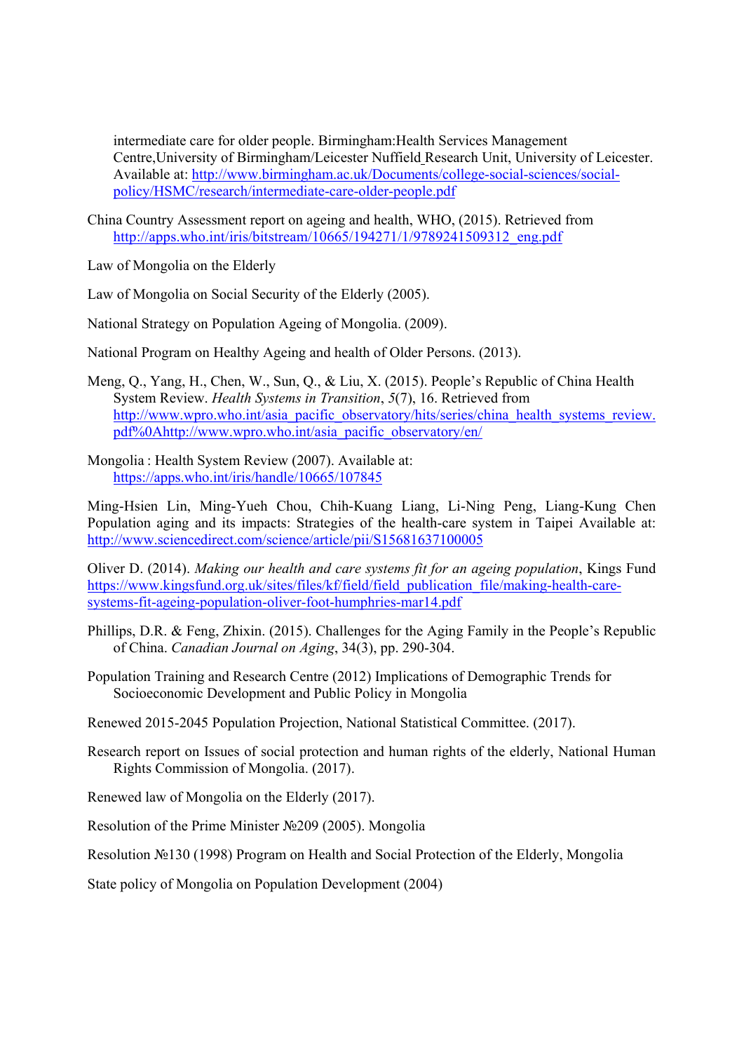intermediate care for older people. Birmingham:Health Services Management Centre,University of Birmingham/Leicester Nuffield Research Unit, University of Leicester. Available at: http://www.birmingham.ac.uk/Documents/college-social-sciences/social-policy/HSMC/research/intermediate-care-older-people.pdf

China Country Assessment report on ageing and health, WHO, (2015). Retrieved from http://apps.who.int/iris/bitstream/10665/194271/1/9789241509312_eng.pdf

Law of Mongolia on the Elderly

Law of Mongolia on Social Security of the Elderly (2005).

National Strategy on Population Ageing of Mongolia. (2009).

National Program on Healthy Ageing and health of Older Persons. (2013).

Meng, Q., Yang, H., Chen, W., Sun, Q., & Liu, X. (2015). People's Republic of China Health System Review. *Health Systems in Transition*, *5*(7), 16. Retrieved from http://www.wpro.who.int/asia_pacific_observatory/hits/series/china_health_systems_review.pdf%0Ahttp://www.wpro.who.int/asia_pacific_observatory/en/

Mongolia : Health System Review (2007). Available at: https://apps.who.int/iris/handle/10665/107845

Ming-Hsien Lin, Ming-Yueh Chou, Chih-Kuang Liang, Li-Ning Peng, Liang-Kung Chen Population aging and its impacts: Strategies of the health-care system in Taipei Available at: http://www.sciencedirect.com/science/article/pii/S15681637100005

Oliver D. (2014). *Making our health and care systems fit for an ageing population*, Kings Fund https://www.kingsfund.org.uk/sites/files/kf/field/field_publication_file/making-health-care-systems-fit-ageing-population-oliver-foot-humphries-mar14.pdf

Phillips, D.R. & Feng, Zhixin. (2015). Challenges for the Aging Family in the People's Republic of China. *Canadian Journal on Aging*, 34(3), pp. 290-304.

Population Training and Research Centre (2012) Implications of Demographic Trends for Socioeconomic Development and Public Policy in Mongolia

Renewed 2015-2045 Population Projection, National Statistical Committee. (2017).

Research report on Issues of social protection and human rights of the elderly, National Human Rights Commission of Mongolia. (2017).

Renewed law of Mongolia on the Elderly (2017).

Resolution of the Prime Minister №209 (2005). Mongolia

Resolution №130 (1998) Program on Health and Social Protection of the Elderly, Mongolia

State policy of Mongolia on Population Development (2004)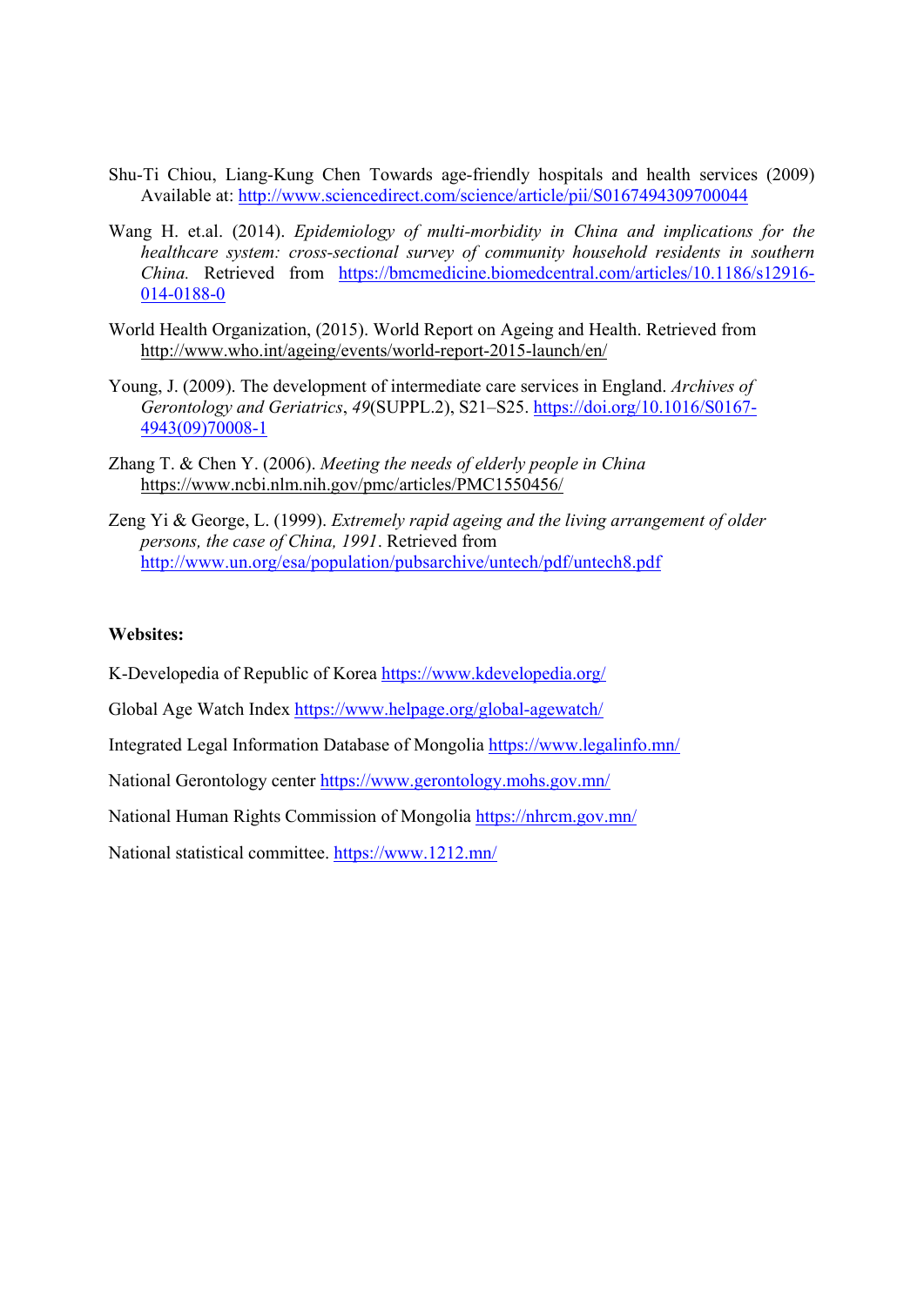Shu-Ti Chiou, Liang-Kung Chen Towards age-friendly hospitals and health services (2009) Available at: http://www.sciencedirect.com/science/article/pii/S0167494309700044

Wang H. et.al. (2014). *Epidemiology of multi-morbidity in China and implications for the healthcare system: cross-sectional survey of community household residents in southern China.* Retrieved from https://bmcmedicine.biomedcentral.com/articles/10.1186/s12916-014-0188-0

World Health Organization, (2015). World Report on Ageing and Health. Retrieved from http://www.who.int/ageing/events/world-report-2015-launch/en/

Young, J. (2009). The development of intermediate care services in England. *Archives of Gerontology and Geriatrics*, *49*(SUPPL.2), S21–S25. https://doi.org/10.1016/S0167-4943(09)70008-1

Zhang T. & Chen Y. (2006). *Meeting the needs of elderly people in China* https://www.ncbi.nlm.nih.gov/pmc/articles/PMC1550456/

Zeng Yi & George, L. (1999). *Extremely rapid ageing and the living arrangement of older persons, the case of China, 1991*. Retrieved from http://www.un.org/esa/population/pubsarchive/untech/pdf/untech8.pdf

**Websites:**

K-Developedia of Republic of Korea https://www.kdevelopedia.org/

Global Age Watch Index https://www.helpage.org/global-agewatch/

Integrated Legal Information Database of Mongolia https://www.legalinfo.mn/

National Gerontology center https://www.gerontology.mohs.gov.mn/

National Human Rights Commission of Mongolia https://nhrcm.gov.mn/

National statistical committee. https://www.1212.mn/